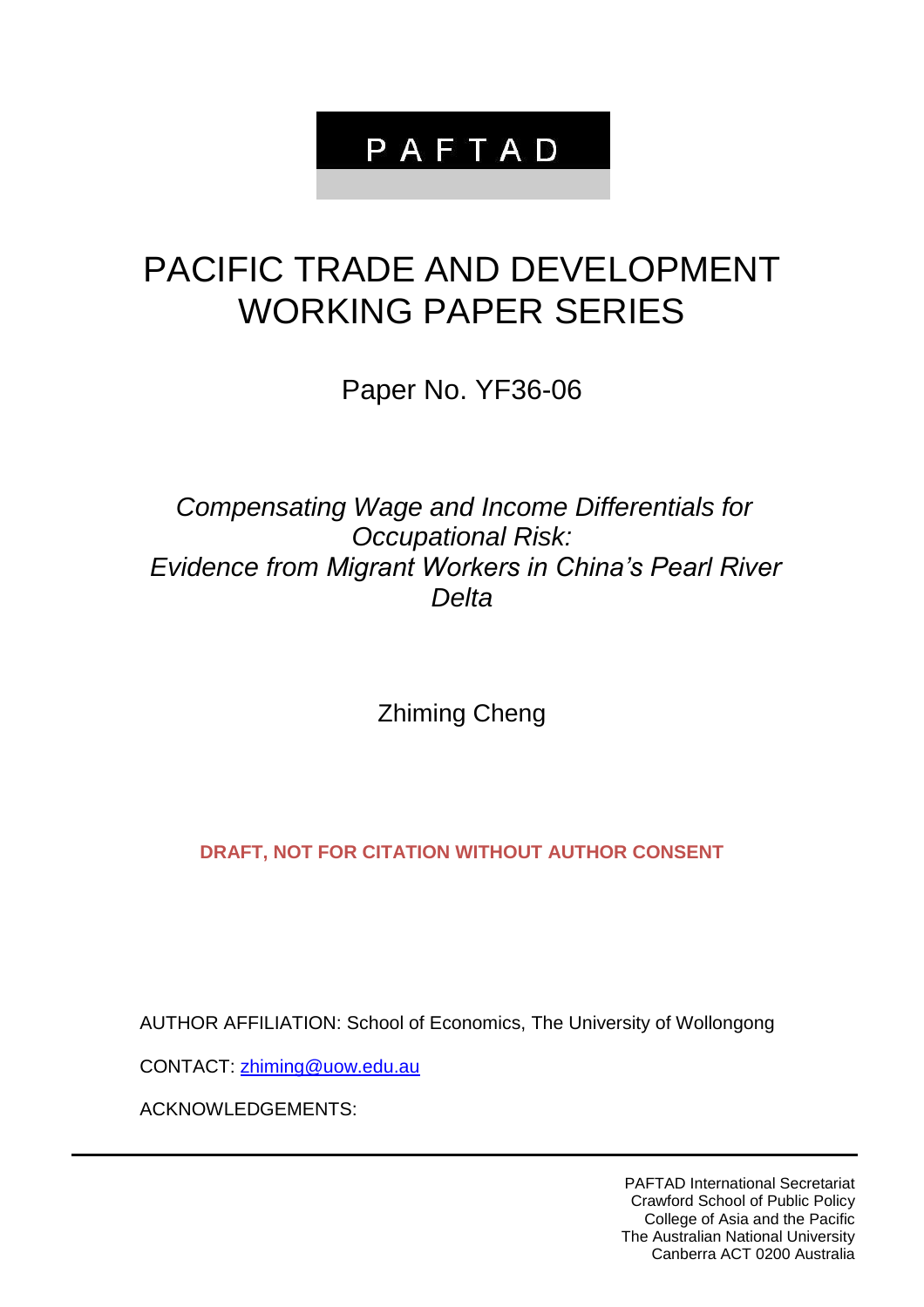# P A F T A D

# PACIFIC TRADE AND DEVELOPMENT WORKING PAPER SERIES

Paper No. YF36-06

*Compensating Wage and Income Differentials for Occupational Risk: Evidence from Migrant Workers in China's Pearl River Delta*

Zhiming Cheng

**DRAFT, NOT FOR CITATION WITHOUT AUTHOR CONSENT**

AUTHOR AFFILIATION: School of Economics, The University of Wollongong

CONTACT: zhiming@uow.edu.au

ACKNOWLEDGEMENTS:

---

PAFTAD International Secretariat
Crawford School of Public Policy
College of Asia and the Pacific
The Australian National University
Canberra ACT 0200 Australia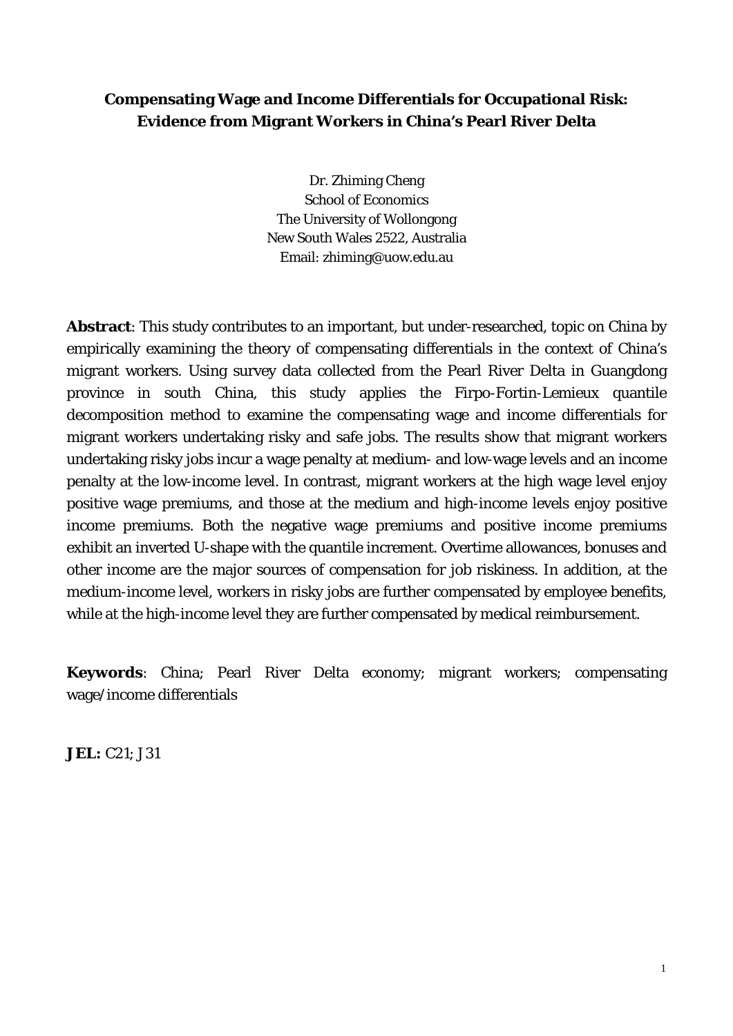# Compensating Wage and Income Differentials for Occupational Risk: Evidence from Migrant Workers in China's Pearl River Delta

Dr. Zhiming Cheng  
School of Economics  
The University of Wollongong  
New South Wales 2522, Australia  
Email: zhiming@uow.edu.au

**Abstract**: This study contributes to an important, but under-researched, topic on China by empirically examining the theory of compensating differentials in the context of China's migrant workers. Using survey data collected from the Pearl River Delta in Guangdong province in south China, this study applies the Firpo-Fortin-Lemieux quantile decomposition method to examine the compensating wage and income differentials for migrant workers undertaking risky and safe jobs. The results show that migrant workers undertaking risky jobs incur a wage penalty at medium- and low-wage levels and an income penalty at the low-income level. In contrast, migrant workers at the high wage level enjoy positive wage premiums, and those at the medium and high-income levels enjoy positive income premiums. Both the negative wage premiums and positive income premiums exhibit an inverted U-shape with the quantile increment. Overtime allowances, bonuses and other income are the major sources of compensation for job riskiness. In addition, at the medium-income level, workers in risky jobs are further compensated by employee benefits, while at the high-income level they are further compensated by medical reimbursement.

**Keywords**: China; Pearl River Delta economy; migrant workers; compensating wage/income differentials

**JEL:** C21; J31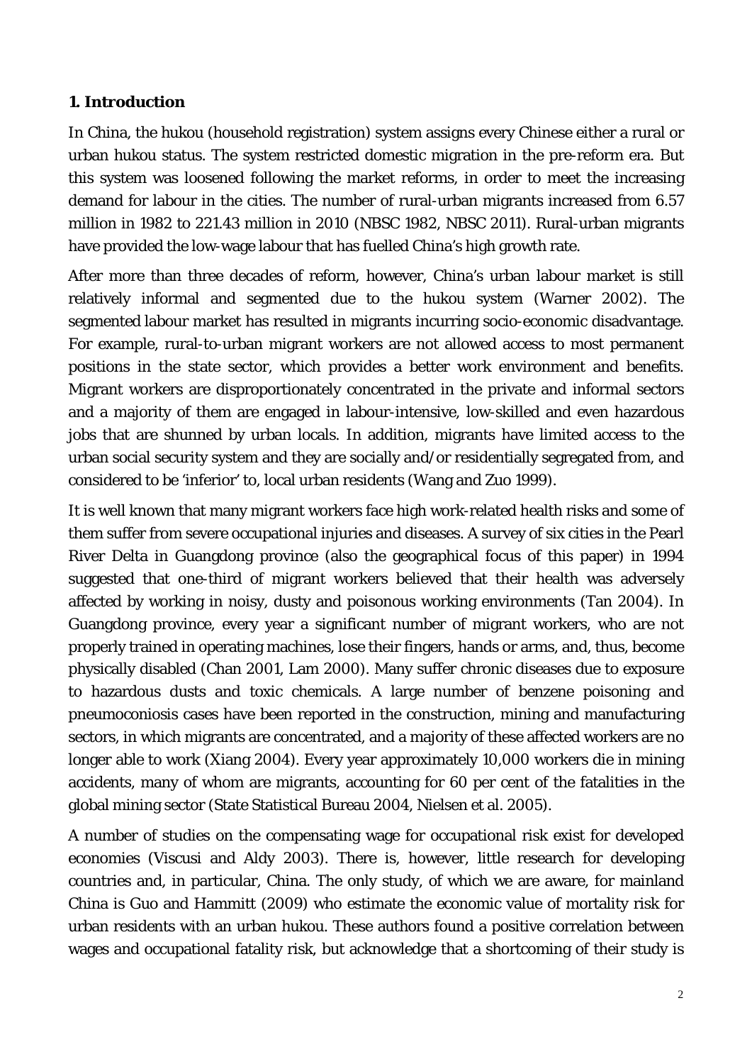## 1. Introduction

In China, the hukou (household registration) system assigns every Chinese either a rural or urban hukou status. The system restricted domestic migration in the pre-reform era. But this system was loosened following the market reforms, in order to meet the increasing demand for labour in the cities. The number of rural-urban migrants increased from 6.57 million in 1982 to 221.43 million in 2010 (NBSC 1982, NBSC 2011). Rural-urban migrants have provided the low-wage labour that has fuelled China's high growth rate.

After more than three decades of reform, however, China's urban labour market is still relatively informal and segmented due to the hukou system (Warner 2002). The segmented labour market has resulted in migrants incurring socio-economic disadvantage. For example, rural-to-urban migrant workers are not allowed access to most permanent positions in the state sector, which provides a better work environment and benefits. Migrant workers are disproportionately concentrated in the private and informal sectors and a majority of them are engaged in labour-intensive, low-skilled and even hazardous jobs that are shunned by urban locals. In addition, migrants have limited access to the urban social security system and they are socially and/or residentially segregated from, and considered to be 'inferior' to, local urban residents (Wang and Zuo 1999).

It is well known that many migrant workers face high work-related health risks and some of them suffer from severe occupational injuries and diseases. A survey of six cities in the Pearl River Delta in Guangdong province (also the geographical focus of this paper) in 1994 suggested that one-third of migrant workers believed that their health was adversely affected by working in noisy, dusty and poisonous working environments (Tan 2004). In Guangdong province, every year a significant number of migrant workers, who are not properly trained in operating machines, lose their fingers, hands or arms, and, thus, become physically disabled (Chan 2001, Lam 2000). Many suffer chronic diseases due to exposure to hazardous dusts and toxic chemicals. A large number of benzene poisoning and pneumoconiosis cases have been reported in the construction, mining and manufacturing sectors, in which migrants are concentrated, and a majority of these affected workers are no longer able to work (Xiang 2004). Every year approximately 10,000 workers die in mining accidents, many of whom are migrants, accounting for 60 per cent of the fatalities in the global mining sector (State Statistical Bureau 2004, Nielsen et al. 2005).

A number of studies on the compensating wage for occupational risk exist for developed economies (Viscusi and Aldy 2003). There is, however, little research for developing countries and, in particular, China. The only study, of which we are aware, for mainland China is Guo and Hammitt (2009) who estimate the economic value of mortality risk for urban residents with an urban hukou. These authors found a positive correlation between wages and occupational fatality risk, but acknowledge that a shortcoming of their study is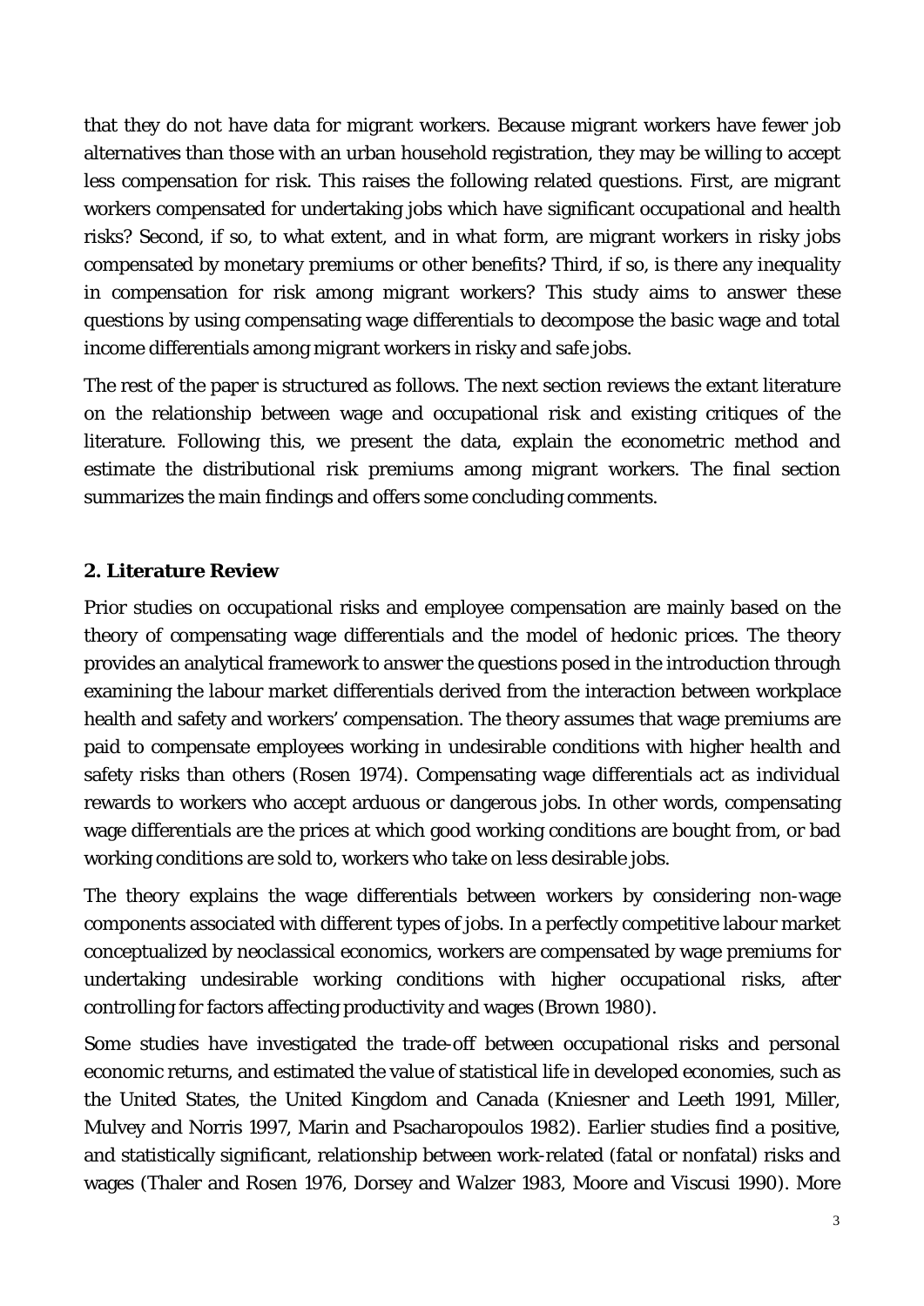that they do not have data for migrant workers. Because migrant workers have fewer job alternatives than those with an urban household registration, they may be willing to accept less compensation for risk. This raises the following related questions. First, are migrant workers compensated for undertaking jobs which have significant occupational and health risks? Second, if so, to what extent, and in what form, are migrant workers in risky jobs compensated by monetary premiums or other benefits? Third, if so, is there any inequality in compensation for risk among migrant workers? This study aims to answer these questions by using compensating wage differentials to decompose the basic wage and total income differentials among migrant workers in risky and safe jobs.

The rest of the paper is structured as follows. The next section reviews the extant literature on the relationship between wage and occupational risk and existing critiques of the literature. Following this, we present the data, explain the econometric method and estimate the distributional risk premiums among migrant workers. The final section summarizes the main findings and offers some concluding comments.

## 2. Literature Review

Prior studies on occupational risks and employee compensation are mainly based on the theory of compensating wage differentials and the model of hedonic prices. The theory provides an analytical framework to answer the questions posed in the introduction through examining the labour market differentials derived from the interaction between workplace health and safety and workers' compensation. The theory assumes that wage premiums are paid to compensate employees working in undesirable conditions with higher health and safety risks than others (Rosen 1974). Compensating wage differentials act as individual rewards to workers who accept arduous or dangerous jobs. In other words, compensating wage differentials are the prices at which good working conditions are bought from, or bad working conditions are sold to, workers who take on less desirable jobs.

The theory explains the wage differentials between workers by considering non-wage components associated with different types of jobs. In a perfectly competitive labour market conceptualized by neoclassical economics, workers are compensated by wage premiums for undertaking undesirable working conditions with higher occupational risks, after controlling for factors affecting productivity and wages (Brown 1980).

Some studies have investigated the trade-off between occupational risks and personal economic returns, and estimated the value of statistical life in developed economies, such as the United States, the United Kingdom and Canada (Kniesner and Leeth 1991, Miller, Mulvey and Norris 1997, Marin and Psacharopoulos 1982). Earlier studies find a positive, and statistically significant, relationship between work-related (fatal or nonfatal) risks and wages (Thaler and Rosen 1976, Dorsey and Walzer 1983, Moore and Viscusi 1990). More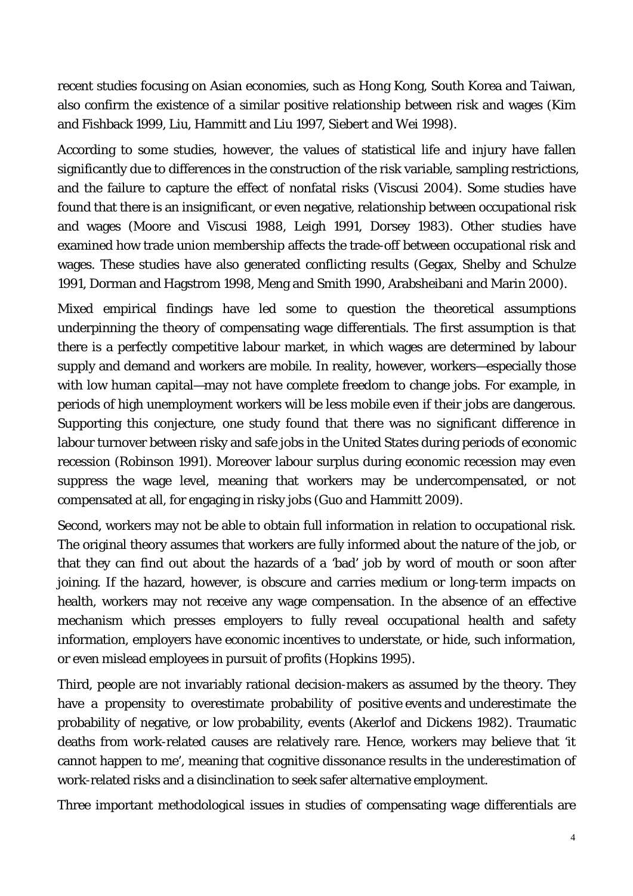recent studies focusing on Asian economies, such as Hong Kong, South Korea and Taiwan, also confirm the existence of a similar positive relationship between risk and wages (Kim and Fishback 1999, Liu, Hammitt and Liu 1997, Siebert and Wei 1998).

According to some studies, however, the values of statistical life and injury have fallen significantly due to differences in the construction of the risk variable, sampling restrictions, and the failure to capture the effect of nonfatal risks (Viscusi 2004). Some studies have found that there is an insignificant, or even negative, relationship between occupational risk and wages (Moore and Viscusi 1988, Leigh 1991, Dorsey 1983). Other studies have examined how trade union membership affects the trade-off between occupational risk and wages. These studies have also generated conflicting results (Gegax, Shelby and Schulze 1991, Dorman and Hagstrom 1998, Meng and Smith 1990, Arabsheibani and Marin 2000).

Mixed empirical findings have led some to question the theoretical assumptions underpinning the theory of compensating wage differentials. The first assumption is that there is a perfectly competitive labour market, in which wages are determined by labour supply and demand and workers are mobile. In reality, however, workers—especially those with low human capital—may not have complete freedom to change jobs. For example, in periods of high unemployment workers will be less mobile even if their jobs are dangerous. Supporting this conjecture, one study found that there was no significant difference in labour turnover between risky and safe jobs in the United States during periods of economic recession (Robinson 1991). Moreover labour surplus during economic recession may even suppress the wage level, meaning that workers may be undercompensated, or not compensated at all, for engaging in risky jobs (Guo and Hammitt 2009).

Second, workers may not be able to obtain full information in relation to occupational risk. The original theory assumes that workers are fully informed about the nature of the job, or that they can find out about the hazards of a 'bad' job by word of mouth or soon after joining. If the hazard, however, is obscure and carries medium or long-term impacts on health, workers may not receive any wage compensation. In the absence of an effective mechanism which presses employers to fully reveal occupational health and safety information, employers have economic incentives to understate, or hide, such information, or even mislead employees in pursuit of profits (Hopkins 1995).

Third, people are not invariably rational decision-makers as assumed by the theory. They have a propensity to overestimate probability of positive events and underestimate the probability of negative, or low probability, events (Akerlof and Dickens 1982). Traumatic deaths from work-related causes are relatively rare. Hence, workers may believe that 'it cannot happen to me', meaning that cognitive dissonance results in the underestimation of work-related risks and a disinclination to seek safer alternative employment.

Three important methodological issues in studies of compensating wage differentials are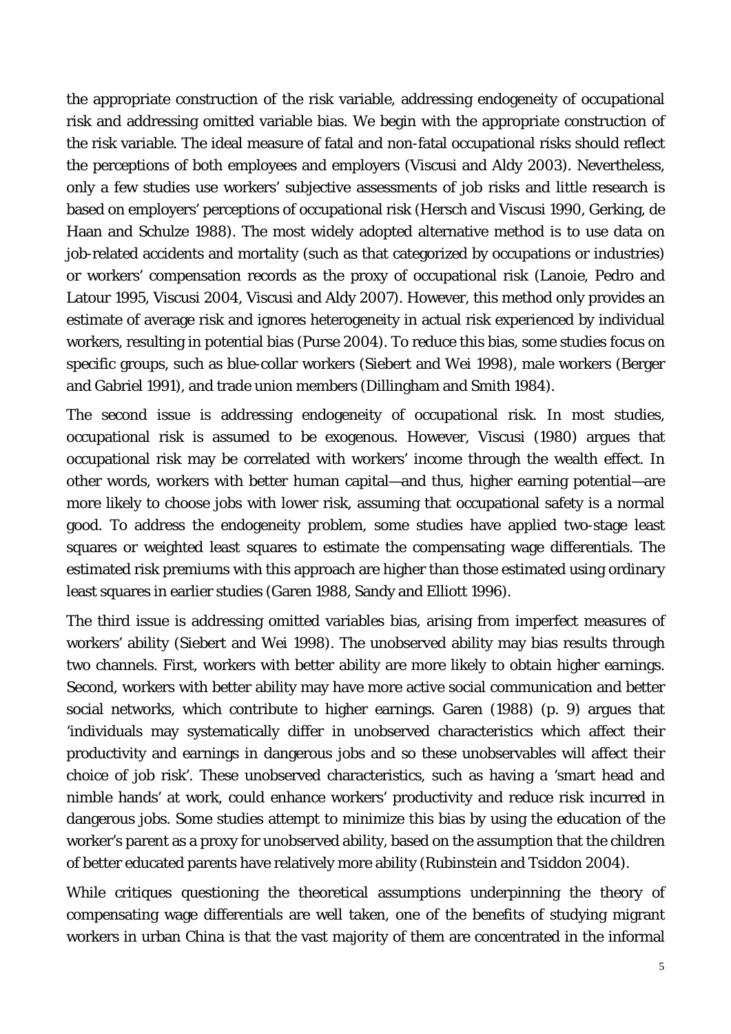the appropriate construction of the risk variable, addressing endogeneity of occupational risk and addressing omitted variable bias. We begin with the appropriate construction of the risk variable. The ideal measure of fatal and non-fatal occupational risks should reflect the perceptions of both employees and employers (Viscusi and Aldy 2003). Nevertheless, only a few studies use workers' subjective assessments of job risks and little research is based on employers' perceptions of occupational risk (Hersch and Viscusi 1990, Gerking, de Haan and Schulze 1988). The most widely adopted alternative method is to use data on job-related accidents and mortality (such as that categorized by occupations or industries) or workers' compensation records as the proxy of occupational risk (Lanoie, Pedro and Latour 1995, Viscusi 2004, Viscusi and Aldy 2007). However, this method only provides an estimate of average risk and ignores heterogeneity in actual risk experienced by individual workers, resulting in potential bias (Purse 2004). To reduce this bias, some studies focus on specific groups, such as blue-collar workers (Siebert and Wei 1998), male workers (Berger and Gabriel 1991), and trade union members (Dillingham and Smith 1984).

The second issue is addressing endogeneity of occupational risk. In most studies, occupational risk is assumed to be exogenous. However, Viscusi (1980) argues that occupational risk may be correlated with workers' income through the wealth effect. In other words, workers with better human capital—and thus, higher earning potential—are more likely to choose jobs with lower risk, assuming that occupational safety is a normal good. To address the endogeneity problem, some studies have applied two-stage least squares or weighted least squares to estimate the compensating wage differentials. The estimated risk premiums with this approach are higher than those estimated using ordinary least squares in earlier studies (Garen 1988, Sandy and Elliott 1996).

The third issue is addressing omitted variables bias, arising from imperfect measures of workers' ability (Siebert and Wei 1998). The unobserved ability may bias results through two channels. First, workers with better ability are more likely to obtain higher earnings. Second, workers with better ability may have more active social communication and better social networks, which contribute to higher earnings. Garen (1988) (p. 9) argues that 'individuals may systematically differ in unobserved characteristics which affect their productivity and earnings in dangerous jobs and so these unobservables will affect their choice of job risk'. These unobserved characteristics, such as having a 'smart head and nimble hands' at work, could enhance workers' productivity and reduce risk incurred in dangerous jobs. Some studies attempt to minimize this bias by using the education of the worker's parent as a proxy for unobserved ability, based on the assumption that the children of better educated parents have relatively more ability (Rubinstein and Tsiddon 2004).

While critiques questioning the theoretical assumptions underpinning the theory of compensating wage differentials are well taken, one of the benefits of studying migrant workers in urban China is that the vast majority of them are concentrated in the informal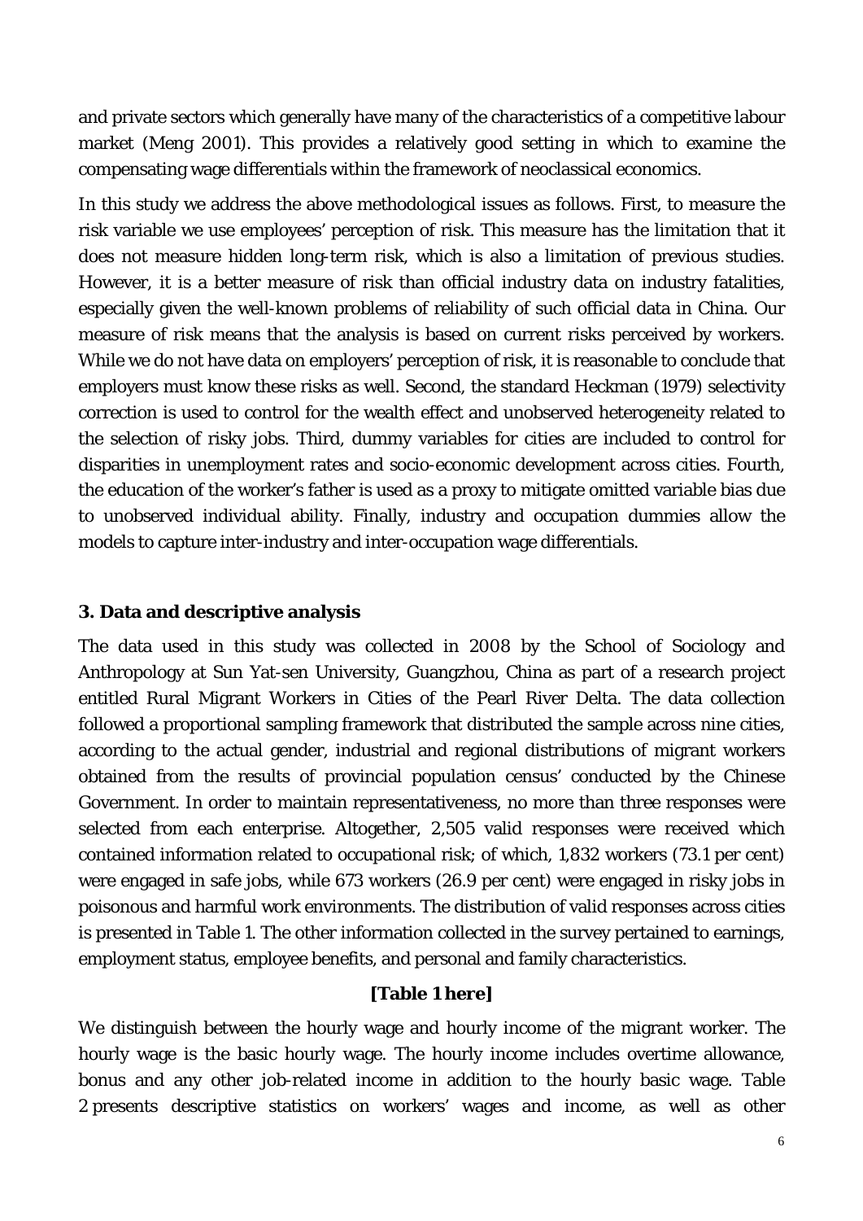and private sectors which generally have many of the characteristics of a competitive labour market (Meng 2001). This provides a relatively good setting in which to examine the compensating wage differentials within the framework of neoclassical economics.

In this study we address the above methodological issues as follows. First, to measure the risk variable we use employees' perception of risk. This measure has the limitation that it does not measure hidden long-term risk, which is also a limitation of previous studies. However, it is a better measure of risk than official industry data on industry fatalities, especially given the well-known problems of reliability of such official data in China. Our measure of risk means that the analysis is based on current risks perceived by workers. While we do not have data on employers' perception of risk, it is reasonable to conclude that employers must know these risks as well. Second, the standard Heckman (1979) selectivity correction is used to control for the wealth effect and unobserved heterogeneity related to the selection of risky jobs. Third, dummy variables for cities are included to control for disparities in unemployment rates and socio-economic development across cities. Fourth, the education of the worker's father is used as a proxy to mitigate omitted variable bias due to unobserved individual ability. Finally, industry and occupation dummies allow the models to capture inter-industry and inter-occupation wage differentials.

### 3. Data and descriptive analysis

The data used in this study was collected in 2008 by the School of Sociology and Anthropology at Sun Yat-sen University, Guangzhou, China as part of a research project entitled Rural Migrant Workers in Cities of the Pearl River Delta. The data collection followed a proportional sampling framework that distributed the sample across nine cities, according to the actual gender, industrial and regional distributions of migrant workers obtained from the results of provincial population census' conducted by the Chinese Government. In order to maintain representativeness, no more than three responses were selected from each enterprise. Altogether, 2,505 valid responses were received which contained information related to occupational risk; of which, 1,832 workers (73.1 per cent) were engaged in safe jobs, while 673 workers (26.9 per cent) were engaged in risky jobs in poisonous and harmful work environments. The distribution of valid responses across cities is presented in Table 1. The other information collected in the survey pertained to earnings, employment status, employee benefits, and personal and family characteristics.

**[Table 1 here]**

We distinguish between the hourly wage and hourly income of the migrant worker. The hourly wage is the basic hourly wage. The hourly income includes overtime allowance, bonus and any other job-related income in addition to the hourly basic wage. Table 2 presents descriptive statistics on workers' wages and income, as well as other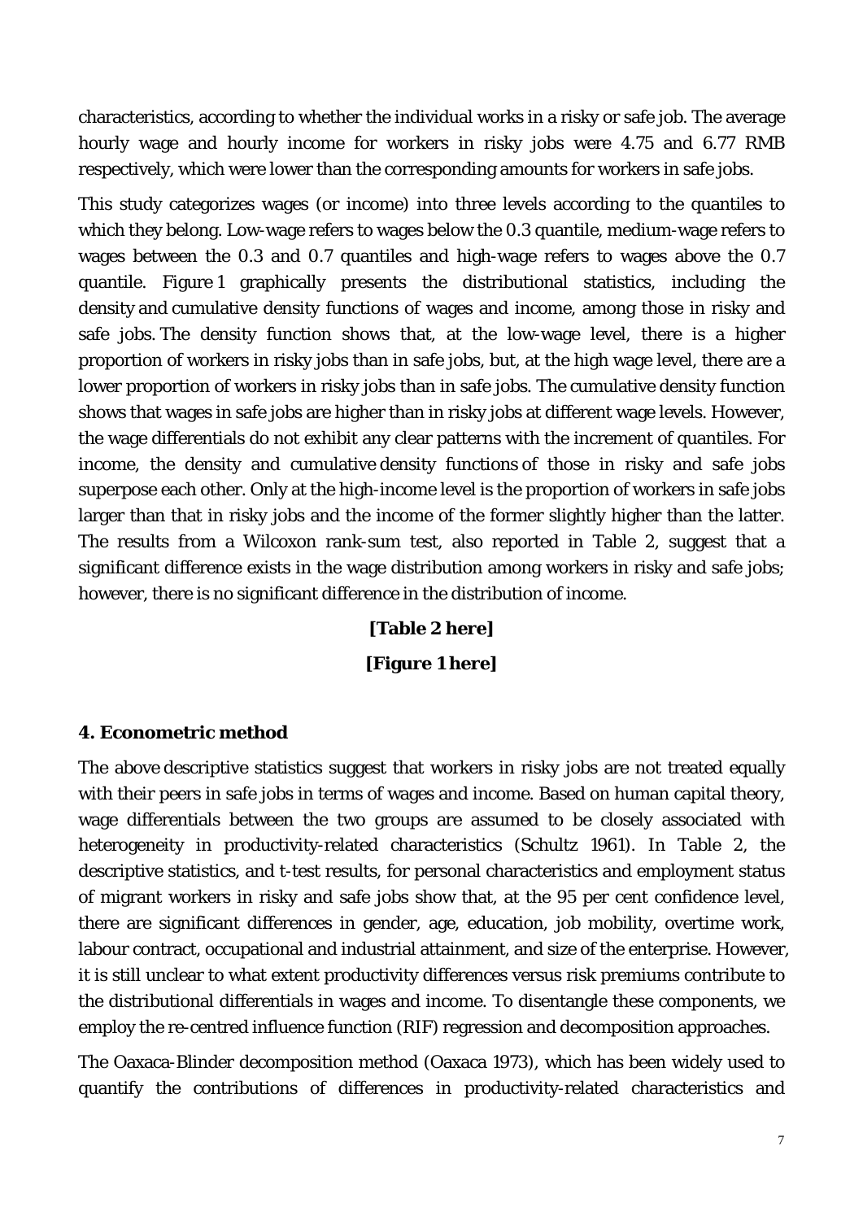characteristics, according to whether the individual works in a risky or safe job. The average hourly wage and hourly income for workers in risky jobs were 4.75 and 6.77 RMB respectively, which were lower than the corresponding amounts for workers in safe jobs.

This study categorizes wages (or income) into three levels according to the quantiles to which they belong. Low-wage refers to wages below the 0.3 quantile, medium-wage refers to wages between the 0.3 and 0.7 quantiles and high-wage refers to wages above the 0.7 quantile. Figure 1 graphically presents the distributional statistics, including the density and cumulative density functions of wages and income, among those in risky and safe jobs. The density function shows that, at the low-wage level, there is a higher proportion of workers in risky jobs than in safe jobs, but, at the high wage level, there are a lower proportion of workers in risky jobs than in safe jobs. The cumulative density function shows that wages in safe jobs are higher than in risky jobs at different wage levels. However, the wage differentials do not exhibit any clear patterns with the increment of quantiles. For income, the density and cumulative density functions of those in risky and safe jobs superpose each other. Only at the high-income level is the proportion of workers in safe jobs larger than that in risky jobs and the income of the former slightly higher than the latter. The results from a Wilcoxon rank-sum test, also reported in Table 2, suggest that a significant difference exists in the wage distribution among workers in risky and safe jobs; however, there is no significant difference in the distribution of income.

**[Table 2 here]**

**[Figure 1 here]**

## 4. Econometric method

The above descriptive statistics suggest that workers in risky jobs are not treated equally with their peers in safe jobs in terms of wages and income. Based on human capital theory, wage differentials between the two groups are assumed to be closely associated with heterogeneity in productivity-related characteristics (Schultz 1961). In Table 2, the descriptive statistics, and t-test results, for personal characteristics and employment status of migrant workers in risky and safe jobs show that, at the 95 per cent confidence level, there are significant differences in gender, age, education, job mobility, overtime work, labour contract, occupational and industrial attainment, and size of the enterprise. However, it is still unclear to what extent productivity differences versus risk premiums contribute to the distributional differentials in wages and income. To disentangle these components, we employ the re-centred influence function (RIF) regression and decomposition approaches.

The Oaxaca-Blinder decomposition method (Oaxaca 1973), which has been widely used to quantify the contributions of differences in productivity-related characteristics and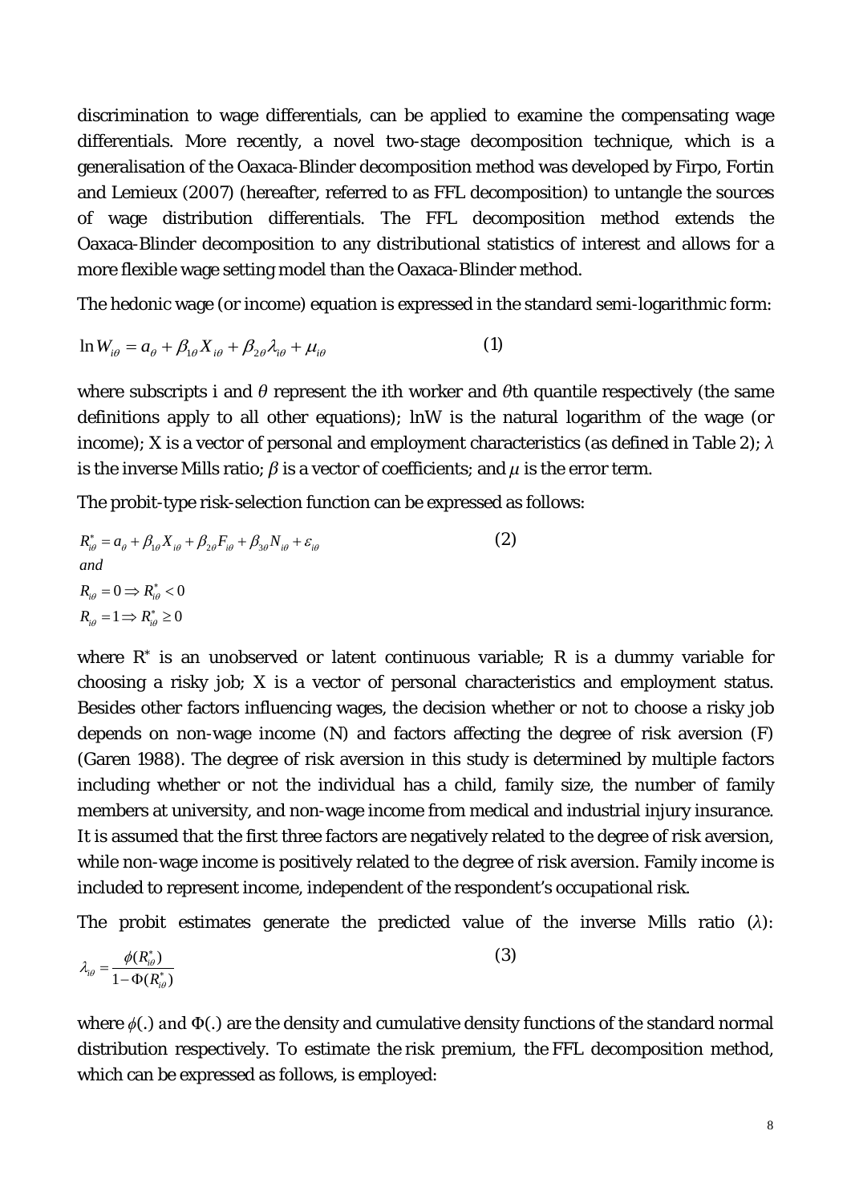discrimination to wage differentials, can be applied to examine the compensating wage differentials. More recently, a novel two-stage decomposition technique, which is a generalisation of the Oaxaca-Blinder decomposition method was developed by Firpo, Fortin and Lemieux (2007) (hereafter, referred to as FFL decomposition) to untangle the sources of wage distribution differentials. The FFL decomposition method extends the Oaxaca-Blinder decomposition to any distributional statistics of interest and allows for a more flexible wage setting model than the Oaxaca-Blinder method.

The hedonic wage (or income) equation is expressed in the standard semi-logarithmic form:

$$\ln W_{i\theta} = a_{\theta} + \beta_{1\theta} X_{i\theta} + \beta_{2\theta} \lambda_{i\theta} + \mu_{i\theta} \qquad (1)$$

where subscripts i and $\theta$ represent the ith worker and $\theta$th quantile respectively (the same definitions apply to all other equations); lnW is the natural logarithm of the wage (or income); X is a vector of personal and employment characteristics (as defined in Table 2); $\lambda$ is the inverse Mills ratio; $\beta$ is a vector of coefficients; and $\mu$ is the error term.

The probit-type risk-selection function can be expressed as follows:

$$R^{*}_{i\theta} = a_{\theta} + \beta_{1\theta} X_{i\theta} + \beta_{2\theta} F_{i\theta} + \beta_{3\theta} N_{i\theta} + \varepsilon_{i\theta} \qquad (2)$$

*and*

$$R_{i\theta} = 0 \Rightarrow R^{*}_{i\theta} < 0$$

$$R_{i\theta} = 1 \Rightarrow R^{*}_{i\theta} \geq 0$$

where $R^*$ is an unobserved or latent continuous variable; R is a dummy variable for choosing a risky job; X is a vector of personal characteristics and employment status. Besides other factors influencing wages, the decision whether or not to choose a risky job depends on non-wage income (N) and factors affecting the degree of risk aversion (F) (Garen 1988). The degree of risk aversion in this study is determined by multiple factors including whether or not the individual has a child, family size, the number of family members at university, and non-wage income from medical and industrial injury insurance. It is assumed that the first three factors are negatively related to the degree of risk aversion, while non-wage income is positively related to the degree of risk aversion. Family income is included to represent income, independent of the respondent's occupational risk.

The probit estimates generate the predicted value of the inverse Mills ratio ($\lambda$):

$$\lambda_{i\theta} = \frac{\phi(R^{*}_{i\theta})}{1 - \Phi(R^{*}_{i\theta})} \qquad (3)$$

where $\phi(.)$ and $\Phi(.)$ are the density and cumulative density functions of the standard normal distribution respectively. To estimate the risk premium, the FFL decomposition method, which can be expressed as follows, is employed: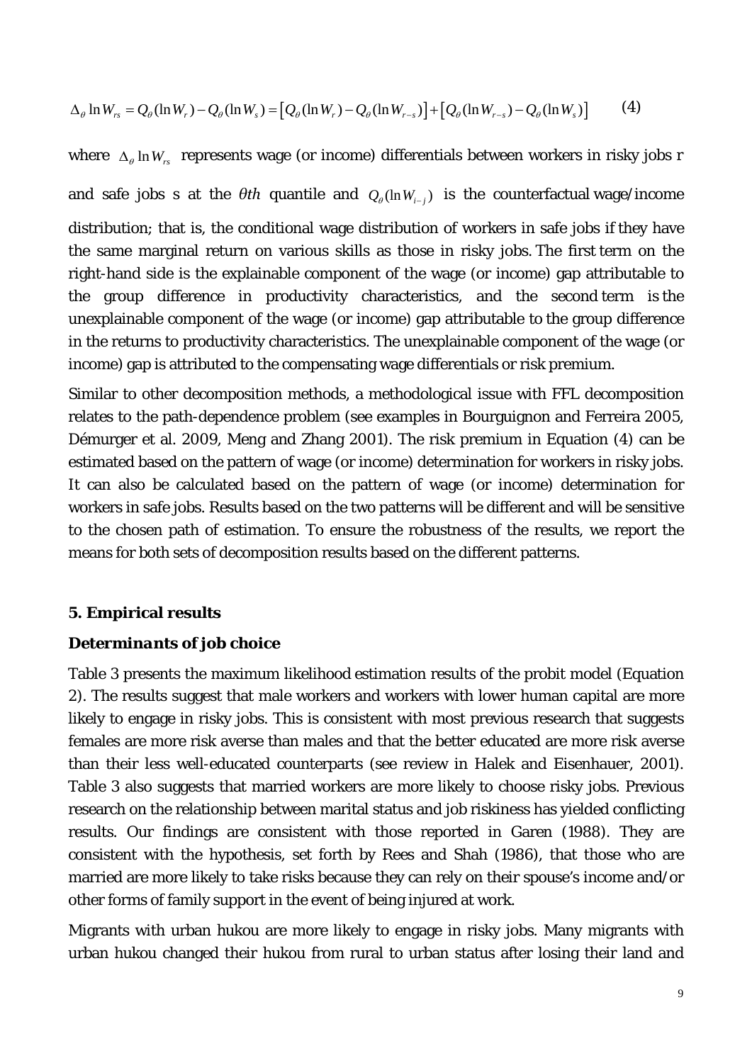$$\Delta_\theta \ln W_{rs} = Q_\theta(\ln W_r) - Q_\theta(\ln W_s) = \left[Q_\theta(\ln W_r) - Q_\theta(\ln W_{r-s})\right] + \left[Q_\theta(\ln W_{r-s}) - Q_\theta(\ln W_s)\right] \qquad (4)$$

where $\Delta_\theta \ln W_{rs}$ represents wage (or income) differentials between workers in risky jobs r and safe jobs s at the $\theta th$ quantile and $Q_\theta(\ln W_{i-j})$ is the counterfactual wage/income distribution; that is, the conditional wage distribution of workers in safe jobs if they have the same marginal return on various skills as those in risky jobs. The first term on the right-hand side is the explainable component of the wage (or income) gap attributable to the group difference in productivity characteristics, and the second term is the unexplainable component of the wage (or income) gap attributable to the group difference in the returns to productivity characteristics. The unexplainable component of the wage (or income) gap is attributed to the compensating wage differentials or risk premium.

Similar to other decomposition methods, a methodological issue with FFL decomposition relates to the path-dependence problem (see examples in Bourguignon and Ferreira 2005, Démurger et al. 2009, Meng and Zhang 2001). The risk premium in Equation (4) can be estimated based on the pattern of wage (or income) determination for workers in risky jobs. It can also be calculated based on the pattern of wage (or income) determination for workers in safe jobs. Results based on the two patterns will be different and will be sensitive to the chosen path of estimation. To ensure the robustness of the results, we report the means for both sets of decomposition results based on the different patterns.

## 5. Empirical results

### *Determinants of job choice*

Table 3 presents the maximum likelihood estimation results of the probit model (Equation 2). The results suggest that male workers and workers with lower human capital are more likely to engage in risky jobs. This is consistent with most previous research that suggests females are more risk averse than males and that the better educated are more risk averse than their less well-educated counterparts (see review in Halek and Eisenhauer, 2001). Table 3 also suggests that married workers are more likely to choose risky jobs. Previous research on the relationship between marital status and job riskiness has yielded conflicting results. Our findings are consistent with those reported in Garen (1988). They are consistent with the hypothesis, set forth by Rees and Shah (1986), that those who are married are more likely to take risks because they can rely on their spouse's income and/or other forms of family support in the event of being injured at work.

Migrants with urban hukou are more likely to engage in risky jobs. Many migrants with urban hukou changed their hukou from rural to urban status after losing their land and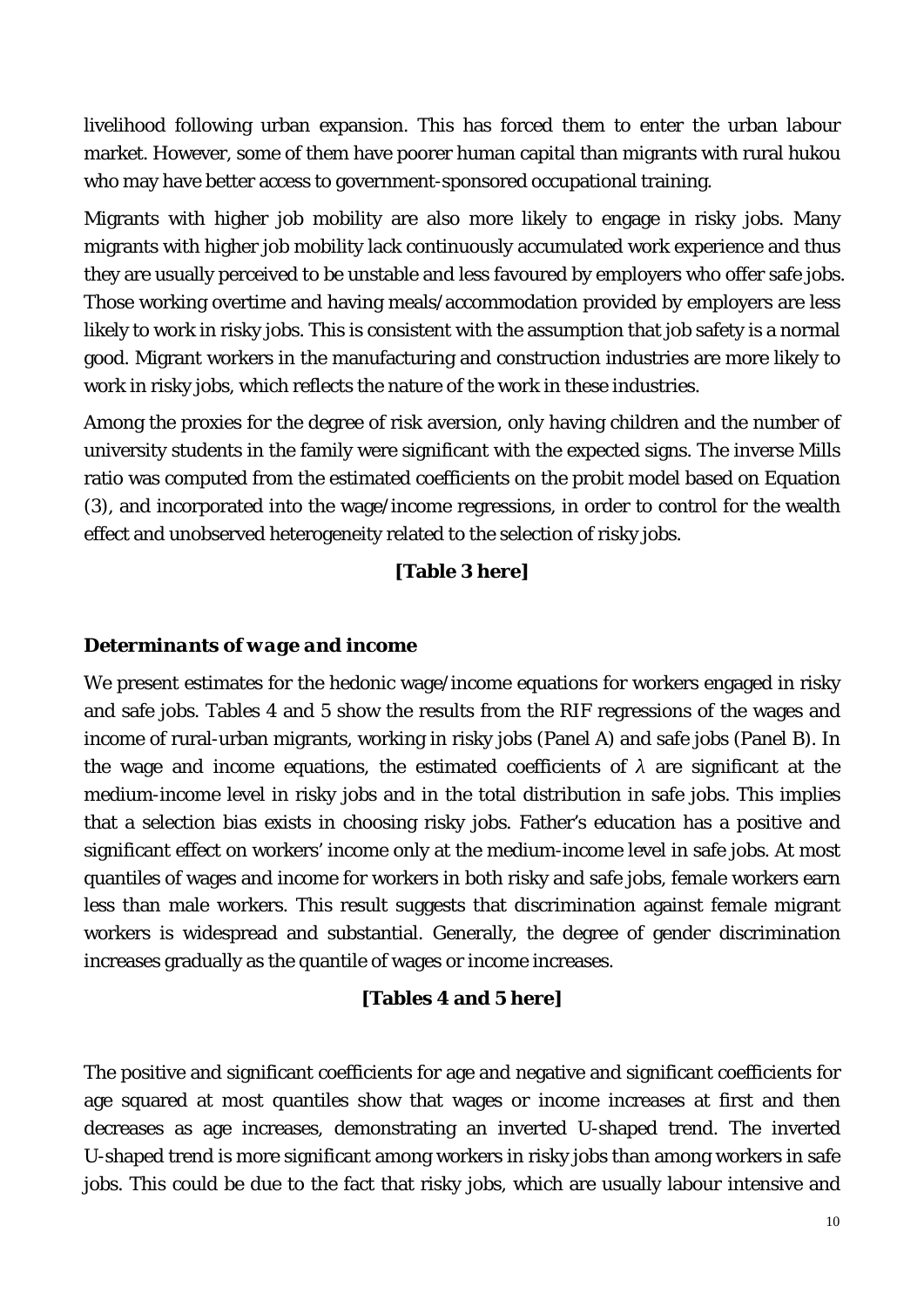livelihood following urban expansion. This has forced them to enter the urban labour market. However, some of them have poorer human capital than migrants with rural hukou who may have better access to government-sponsored occupational training.

Migrants with higher job mobility are also more likely to engage in risky jobs. Many migrants with higher job mobility lack continuously accumulated work experience and thus they are usually perceived to be unstable and less favoured by employers who offer safe jobs. Those working overtime and having meals/accommodation provided by employers are less likely to work in risky jobs. This is consistent with the assumption that job safety is a normal good. Migrant workers in the manufacturing and construction industries are more likely to work in risky jobs, which reflects the nature of the work in these industries.

Among the proxies for the degree of risk aversion, only having children and the number of university students in the family were significant with the expected signs. The inverse Mills ratio was computed from the estimated coefficients on the probit model based on Equation (3), and incorporated into the wage/income regressions, in order to control for the wealth effect and unobserved heterogeneity related to the selection of risky jobs.

**[Table 3 here]**

### *Determinants of wage and income*

We present estimates for the hedonic wage/income equations for workers engaged in risky and safe jobs. Tables 4 and 5 show the results from the RIF regressions of the wages and income of rural-urban migrants, working in risky jobs (Panel A) and safe jobs (Panel B). In the wage and income equations, the estimated coefficients of $\lambda$ are significant at the medium-income level in risky jobs and in the total distribution in safe jobs. This implies that a selection bias exists in choosing risky jobs. Father's education has a positive and significant effect on workers' income only at the medium-income level in safe jobs. At most quantiles of wages and income for workers in both risky and safe jobs, female workers earn less than male workers. This result suggests that discrimination against female migrant workers is widespread and substantial. Generally, the degree of gender discrimination increases gradually as the quantile of wages or income increases.

**[Tables 4 and 5 here]**

The positive and significant coefficients for age and negative and significant coefficients for age squared at most quantiles show that wages or income increases at first and then decreases as age increases, demonstrating an inverted U-shaped trend. The inverted U-shaped trend is more significant among workers in risky jobs than among workers in safe jobs. This could be due to the fact that risky jobs, which are usually labour intensive and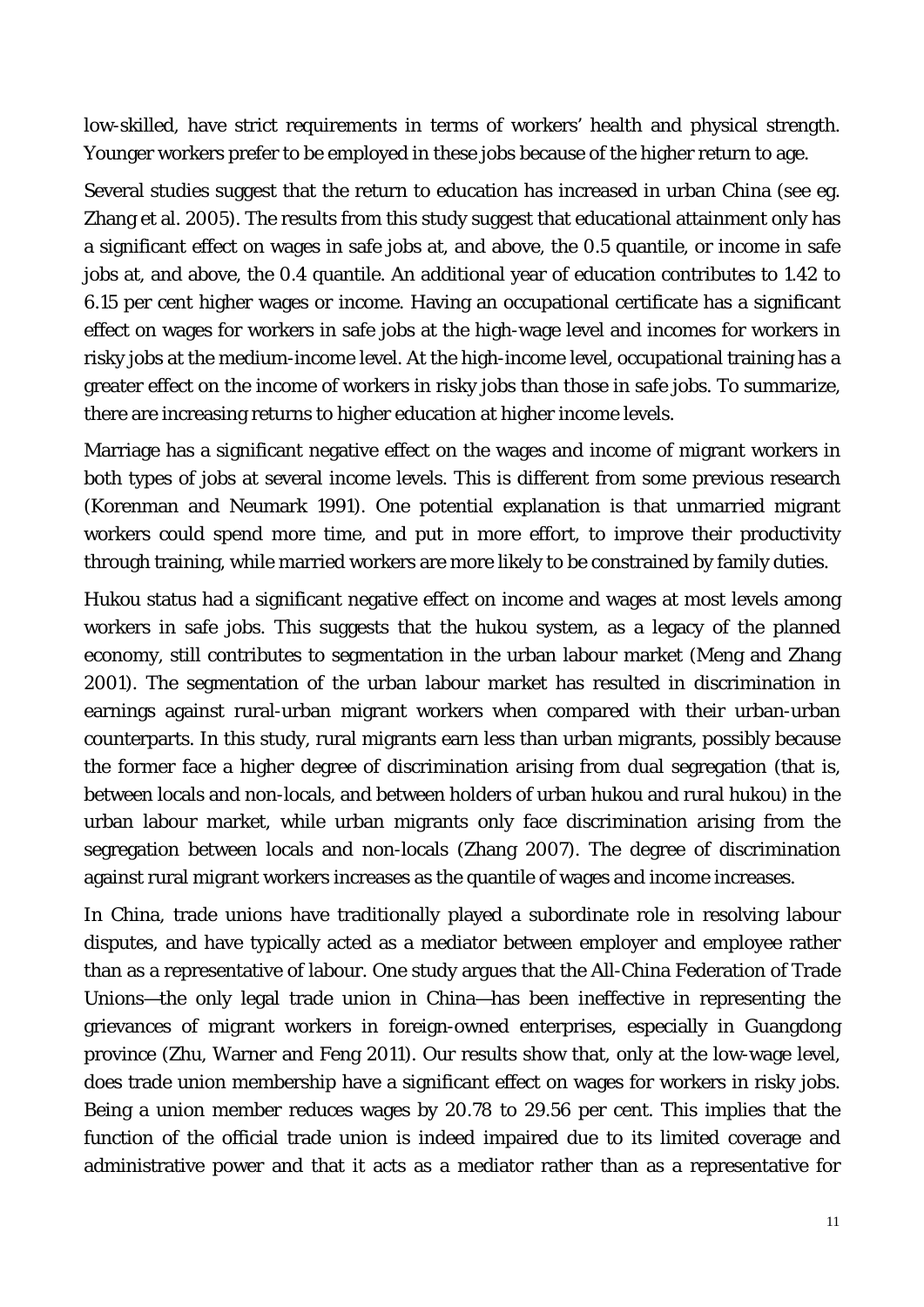low-skilled, have strict requirements in terms of workers' health and physical strength. Younger workers prefer to be employed in these jobs because of the higher return to age.

Several studies suggest that the return to education has increased in urban China (see eg. Zhang et al. 2005). The results from this study suggest that educational attainment only has a significant effect on wages in safe jobs at, and above, the 0.5 quantile, or income in safe jobs at, and above, the 0.4 quantile. An additional year of education contributes to 1.42 to 6.15 per cent higher wages or income. Having an occupational certificate has a significant effect on wages for workers in safe jobs at the high-wage level and incomes for workers in risky jobs at the medium-income level. At the high-income level, occupational training has a greater effect on the income of workers in risky jobs than those in safe jobs. To summarize, there are increasing returns to higher education at higher income levels.

Marriage has a significant negative effect on the wages and income of migrant workers in both types of jobs at several income levels. This is different from some previous research (Korenman and Neumark 1991). One potential explanation is that unmarried migrant workers could spend more time, and put in more effort, to improve their productivity through training, while married workers are more likely to be constrained by family duties.

Hukou status had a significant negative effect on income and wages at most levels among workers in safe jobs. This suggests that the hukou system, as a legacy of the planned economy, still contributes to segmentation in the urban labour market (Meng and Zhang 2001). The segmentation of the urban labour market has resulted in discrimination in earnings against rural-urban migrant workers when compared with their urban-urban counterparts. In this study, rural migrants earn less than urban migrants, possibly because the former face a higher degree of discrimination arising from dual segregation (that is, between locals and non-locals, and between holders of urban hukou and rural hukou) in the urban labour market, while urban migrants only face discrimination arising from the segregation between locals and non-locals (Zhang 2007). The degree of discrimination against rural migrant workers increases as the quantile of wages and income increases.

In China, trade unions have traditionally played a subordinate role in resolving labour disputes, and have typically acted as a mediator between employer and employee rather than as a representative of labour. One study argues that the All-China Federation of Trade Unions—the only legal trade union in China—has been ineffective in representing the grievances of migrant workers in foreign-owned enterprises, especially in Guangdong province (Zhu, Warner and Feng 2011). Our results show that, only at the low-wage level, does trade union membership have a significant effect on wages for workers in risky jobs. Being a union member reduces wages by 20.78 to 29.56 per cent. This implies that the function of the official trade union is indeed impaired due to its limited coverage and administrative power and that it acts as a mediator rather than as a representative for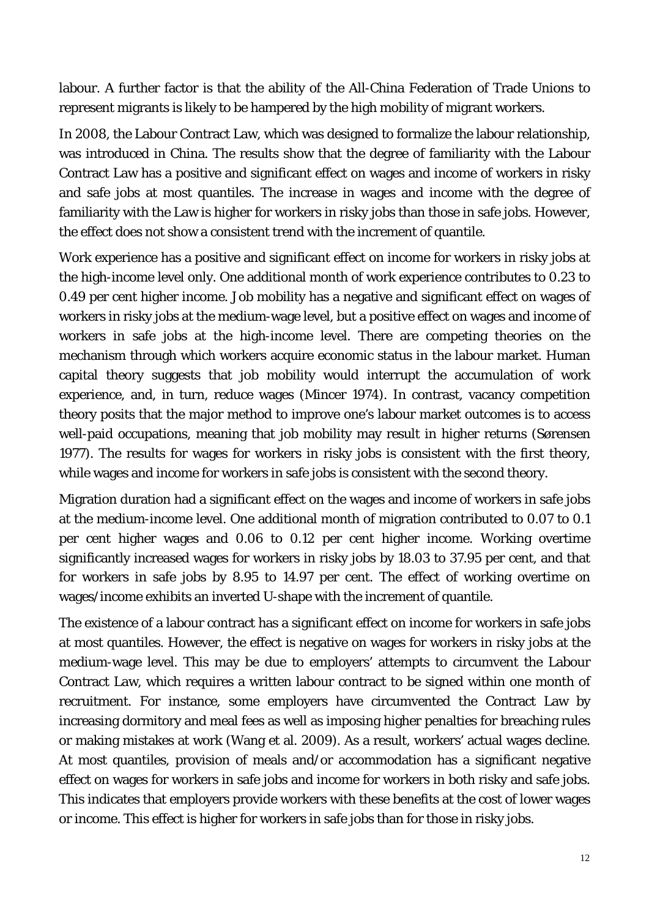labour. A further factor is that the ability of the All-China Federation of Trade Unions to represent migrants is likely to be hampered by the high mobility of migrant workers.

In 2008, the Labour Contract Law, which was designed to formalize the labour relationship, was introduced in China. The results show that the degree of familiarity with the Labour Contract Law has a positive and significant effect on wages and income of workers in risky and safe jobs at most quantiles. The increase in wages and income with the degree of familiarity with the Law is higher for workers in risky jobs than those in safe jobs. However, the effect does not show a consistent trend with the increment of quantile.

Work experience has a positive and significant effect on income for workers in risky jobs at the high-income level only. One additional month of work experience contributes to 0.23 to 0.49 per cent higher income. Job mobility has a negative and significant effect on wages of workers in risky jobs at the medium-wage level, but a positive effect on wages and income of workers in safe jobs at the high-income level. There are competing theories on the mechanism through which workers acquire economic status in the labour market. Human capital theory suggests that job mobility would interrupt the accumulation of work experience, and, in turn, reduce wages (Mincer 1974). In contrast, vacancy competition theory posits that the major method to improve one's labour market outcomes is to access well-paid occupations, meaning that job mobility may result in higher returns (Sørensen 1977). The results for wages for workers in risky jobs is consistent with the first theory, while wages and income for workers in safe jobs is consistent with the second theory.

Migration duration had a significant effect on the wages and income of workers in safe jobs at the medium-income level. One additional month of migration contributed to 0.07 to 0.1 per cent higher wages and 0.06 to 0.12 per cent higher income. Working overtime significantly increased wages for workers in risky jobs by 18.03 to 37.95 per cent, and that for workers in safe jobs by 8.95 to 14.97 per cent. The effect of working overtime on wages/income exhibits an inverted U-shape with the increment of quantile.

The existence of a labour contract has a significant effect on income for workers in safe jobs at most quantiles. However, the effect is negative on wages for workers in risky jobs at the medium-wage level. This may be due to employers' attempts to circumvent the Labour Contract Law, which requires a written labour contract to be signed within one month of recruitment. For instance, some employers have circumvented the Contract Law by increasing dormitory and meal fees as well as imposing higher penalties for breaching rules or making mistakes at work (Wang et al. 2009). As a result, workers' actual wages decline. At most quantiles, provision of meals and/or accommodation has a significant negative effect on wages for workers in safe jobs and income for workers in both risky and safe jobs. This indicates that employers provide workers with these benefits at the cost of lower wages or income. This effect is higher for workers in safe jobs than for those in risky jobs.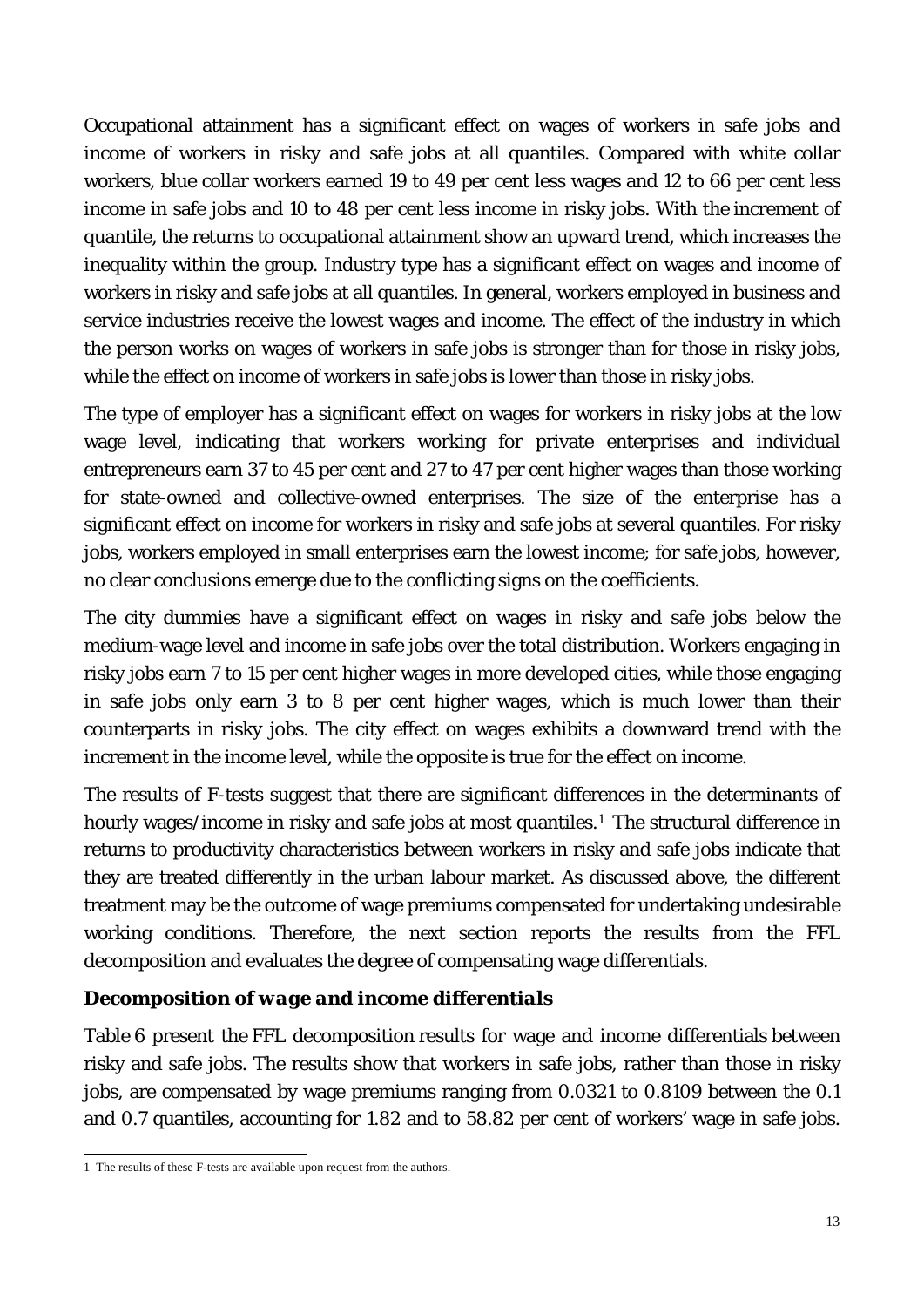Occupational attainment has a significant effect on wages of workers in safe jobs and income of workers in risky and safe jobs at all quantiles. Compared with white collar workers, blue collar workers earned 19 to 49 per cent less wages and 12 to 66 per cent less income in safe jobs and 10 to 48 per cent less income in risky jobs. With the increment of quantile, the returns to occupational attainment show an upward trend, which increases the inequality within the group. Industry type has a significant effect on wages and income of workers in risky and safe jobs at all quantiles. In general, workers employed in business and service industries receive the lowest wages and income. The effect of the industry in which the person works on wages of workers in safe jobs is stronger than for those in risky jobs, while the effect on income of workers in safe jobs is lower than those in risky jobs.

The type of employer has a significant effect on wages for workers in risky jobs at the low wage level, indicating that workers working for private enterprises and individual entrepreneurs earn 37 to 45 per cent and 27 to 47 per cent higher wages than those working for state-owned and collective-owned enterprises. The size of the enterprise has a significant effect on income for workers in risky and safe jobs at several quantiles. For risky jobs, workers employed in small enterprises earn the lowest income; for safe jobs, however, no clear conclusions emerge due to the conflicting signs on the coefficients.

The city dummies have a significant effect on wages in risky and safe jobs below the medium-wage level and income in safe jobs over the total distribution. Workers engaging in risky jobs earn 7 to 15 per cent higher wages in more developed cities, while those engaging in safe jobs only earn 3 to 8 per cent higher wages, which is much lower than their counterparts in risky jobs. The city effect on wages exhibits a downward trend with the increment in the income level, while the opposite is true for the effect on income.

The results of F-tests suggest that there are significant differences in the determinants of hourly wages/income in risky and safe jobs at most quantiles.[1] The structural difference in returns to productivity characteristics between workers in risky and safe jobs indicate that they are treated differently in the urban labour market. As discussed above, the different treatment may be the outcome of wage premiums compensated for undertaking undesirable working conditions. Therefore, the next section reports the results from the FFL decomposition and evaluates the degree of compensating wage differentials.

### *Decomposition of wage and income differentials*

Table 6 present the FFL decomposition results for wage and income differentials between risky and safe jobs. The results show that workers in safe jobs, rather than those in risky jobs, are compensated by wage premiums ranging from 0.0321 to 0.8109 between the 0.1 and 0.7 quantiles, accounting for 1.82 and to 58.82 per cent of workers' wage in safe jobs.

---

[1] The results of these F-tests are available upon request from the authors.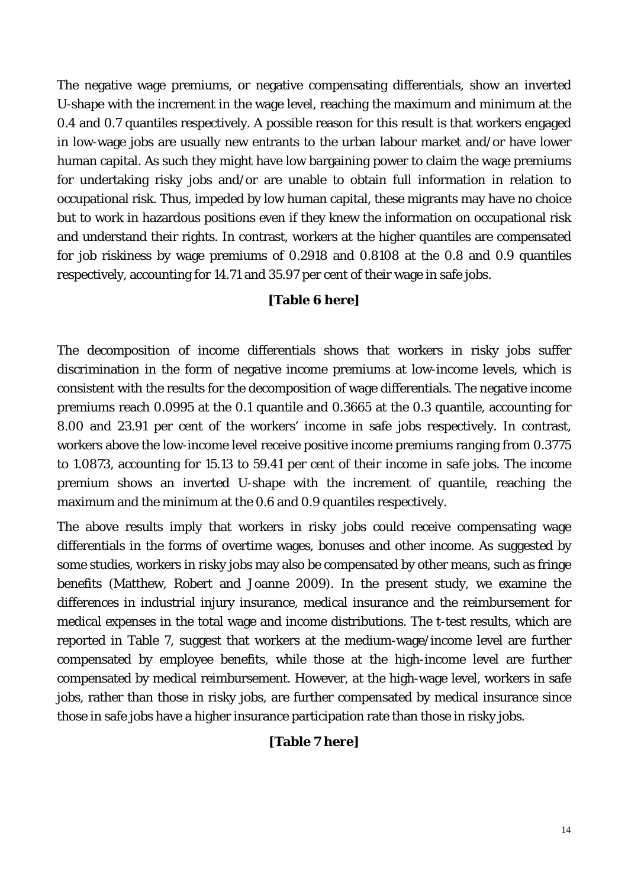The negative wage premiums, or negative compensating differentials, show an inverted U-shape with the increment in the wage level, reaching the maximum and minimum at the 0.4 and 0.7 quantiles respectively. A possible reason for this result is that workers engaged in low-wage jobs are usually new entrants to the urban labour market and/or have lower human capital. As such they might have low bargaining power to claim the wage premiums for undertaking risky jobs and/or are unable to obtain full information in relation to occupational risk. Thus, impeded by low human capital, these migrants may have no choice but to work in hazardous positions even if they knew the information on occupational risk and understand their rights. In contrast, workers at the higher quantiles are compensated for job riskiness by wage premiums of 0.2918 and 0.8108 at the 0.8 and 0.9 quantiles respectively, accounting for 14.71 and 35.97 per cent of their wage in safe jobs.

**[Table 6 here]**

The decomposition of income differentials shows that workers in risky jobs suffer discrimination in the form of negative income premiums at low-income levels, which is consistent with the results for the decomposition of wage differentials. The negative income premiums reach 0.0995 at the 0.1 quantile and 0.3665 at the 0.3 quantile, accounting for 8.00 and 23.91 per cent of the workers' income in safe jobs respectively. In contrast, workers above the low-income level receive positive income premiums ranging from 0.3775 to 1.0873, accounting for 15.13 to 59.41 per cent of their income in safe jobs. The income premium shows an inverted U-shape with the increment of quantile, reaching the maximum and the minimum at the 0.6 and 0.9 quantiles respectively.

The above results imply that workers in risky jobs could receive compensating wage differentials in the forms of overtime wages, bonuses and other income. As suggested by some studies, workers in risky jobs may also be compensated by other means, such as fringe benefits (Matthew, Robert and Joanne 2009). In the present study, we examine the differences in industrial injury insurance, medical insurance and the reimbursement for medical expenses in the total wage and income distributions. The t-test results, which are reported in Table 7, suggest that workers at the medium-wage/income level are further compensated by employee benefits, while those at the high-income level are further compensated by medical reimbursement. However, at the high-wage level, workers in safe jobs, rather than those in risky jobs, are further compensated by medical insurance since those in safe jobs have a higher insurance participation rate than those in risky jobs.

**[Table 7 here]**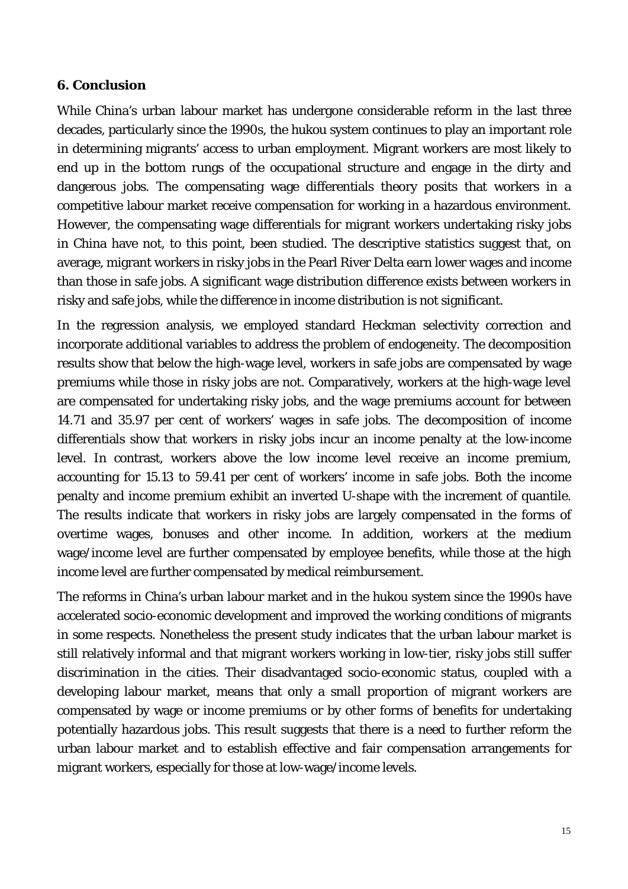## 6. Conclusion

While China's urban labour market has undergone considerable reform in the last three decades, particularly since the 1990s, the hukou system continues to play an important role in determining migrants' access to urban employment. Migrant workers are most likely to end up in the bottom rungs of the occupational structure and engage in the dirty and dangerous jobs. The compensating wage differentials theory posits that workers in a competitive labour market receive compensation for working in a hazardous environment. However, the compensating wage differentials for migrant workers undertaking risky jobs in China have not, to this point, been studied. The descriptive statistics suggest that, on average, migrant workers in risky jobs in the Pearl River Delta earn lower wages and income than those in safe jobs. A significant wage distribution difference exists between workers in risky and safe jobs, while the difference in income distribution is not significant.

In the regression analysis, we employed standard Heckman selectivity correction and incorporate additional variables to address the problem of endogeneity. The decomposition results show that below the high-wage level, workers in safe jobs are compensated by wage premiums while those in risky jobs are not. Comparatively, workers at the high-wage level are compensated for undertaking risky jobs, and the wage premiums account for between 14.71 and 35.97 per cent of workers' wages in safe jobs. The decomposition of income differentials show that workers in risky jobs incur an income penalty at the low-income level. In contrast, workers above the low income level receive an income premium, accounting for 15.13 to 59.41 per cent of workers' income in safe jobs. Both the income penalty and income premium exhibit an inverted U-shape with the increment of quantile. The results indicate that workers in risky jobs are largely compensated in the forms of overtime wages, bonuses and other income. In addition, workers at the medium wage/income level are further compensated by employee benefits, while those at the high income level are further compensated by medical reimbursement.

The reforms in China's urban labour market and in the hukou system since the 1990s have accelerated socio-economic development and improved the working conditions of migrants in some respects. Nonetheless the present study indicates that the urban labour market is still relatively informal and that migrant workers working in low-tier, risky jobs still suffer discrimination in the cities. Their disadvantaged socio-economic status, coupled with a developing labour market, means that only a small proportion of migrant workers are compensated by wage or income premiums or by other forms of benefits for undertaking potentially hazardous jobs. This result suggests that there is a need to further reform the urban labour market and to establish effective and fair compensation arrangements for migrant workers, especially for those at low-wage/income levels.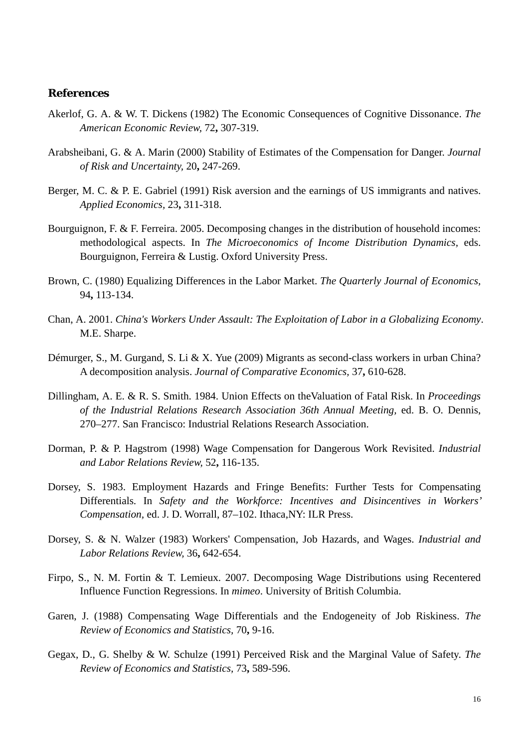## References

Akerlof, G. A. & W. T. Dickens (1982) The Economic Consequences of Cognitive Dissonance. *The American Economic Review,* 72**,** 307-319.

Arabsheibani, G. & A. Marin (2000) Stability of Estimates of the Compensation for Danger. *Journal of Risk and Uncertainty,* 20**,** 247-269.

Berger, M. C. & P. E. Gabriel (1991) Risk aversion and the earnings of US immigrants and natives. *Applied Economics,* 23**,** 311-318.

Bourguignon, F. & F. Ferreira. 2005. Decomposing changes in the distribution of household incomes: methodological aspects. In *The Microeconomics of Income Distribution Dynamics,* eds. Bourguignon, Ferreira & Lustig. Oxford University Press.

Brown, C. (1980) Equalizing Differences in the Labor Market. *The Quarterly Journal of Economics,* 94**,** 113-134.

Chan, A. 2001. *China's Workers Under Assault: The Exploitation of Labor in a Globalizing Economy*. M.E. Sharpe.

Démurger, S., M. Gurgand, S. Li & X. Yue (2009) Migrants as second-class workers in urban China? A decomposition analysis. *Journal of Comparative Economics,* 37**,** 610-628.

Dillingham, A. E. & R. S. Smith. 1984. Union Effects on theValuation of Fatal Risk. In *Proceedings of the Industrial Relations Research Association 36th Annual Meeting,* ed. B. O. Dennis, 270–277. San Francisco: Industrial Relations Research Association.

Dorman, P. & P. Hagstrom (1998) Wage Compensation for Dangerous Work Revisited. *Industrial and Labor Relations Review,* 52**,** 116-135.

Dorsey, S. 1983. Employment Hazards and Fringe Benefits: Further Tests for Compensating Differentials. In *Safety and the Workforce: Incentives and Disincentives in Workers' Compensation,* ed. J. D. Worrall, 87–102. Ithaca,NY: ILR Press.

Dorsey, S. & N. Walzer (1983) Workers' Compensation, Job Hazards, and Wages. *Industrial and Labor Relations Review,* 36**,** 642-654.

Firpo, S., N. M. Fortin & T. Lemieux. 2007. Decomposing Wage Distributions using Recentered Influence Function Regressions. In *mimeo*. University of British Columbia.

Garen, J. (1988) Compensating Wage Differentials and the Endogeneity of Job Riskiness. *The Review of Economics and Statistics,* 70**,** 9-16.

Gegax, D., G. Shelby & W. Schulze (1991) Perceived Risk and the Marginal Value of Safety. *The Review of Economics and Statistics,* 73**,** 589-596.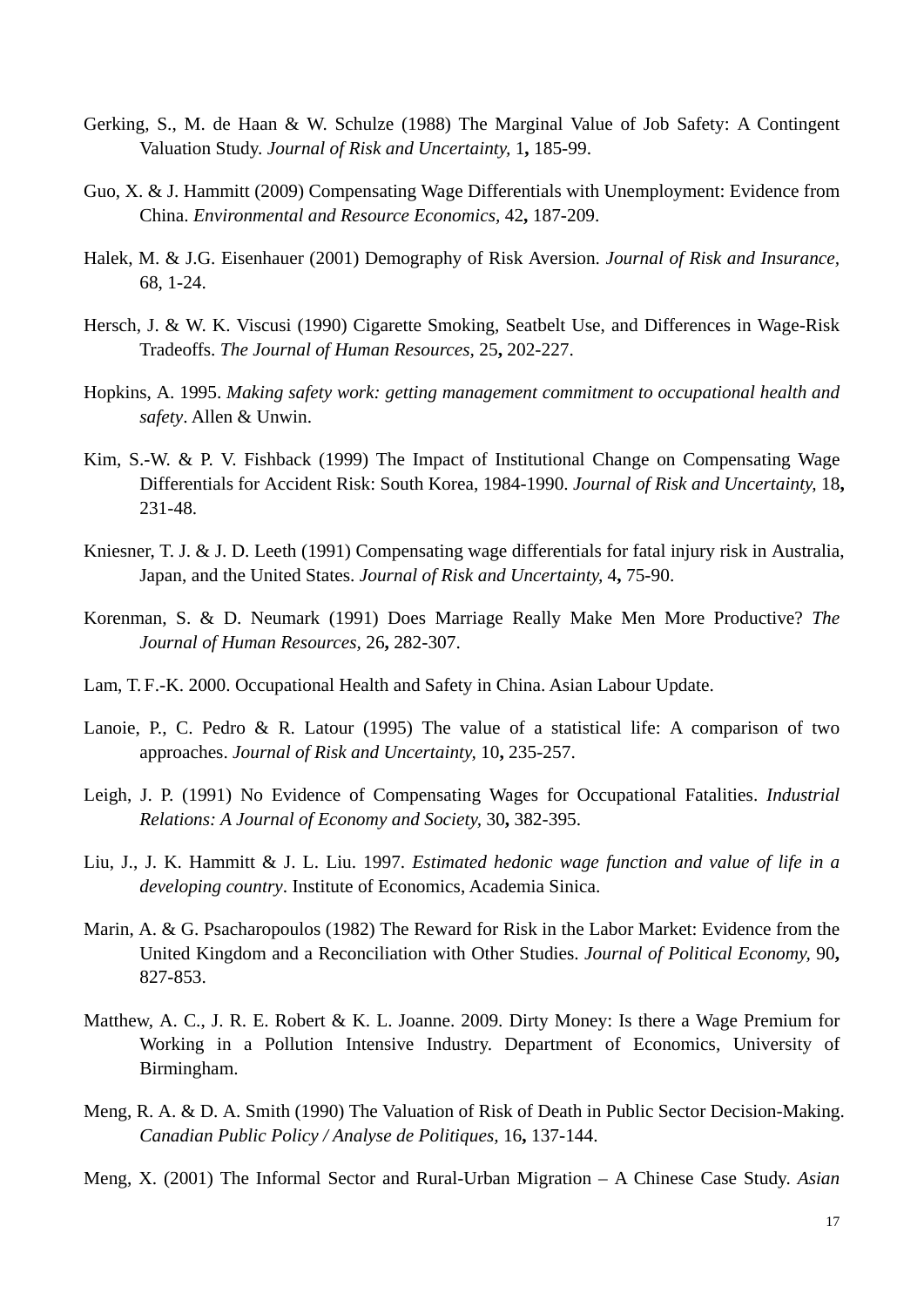Gerking, S., M. de Haan & W. Schulze (1988) The Marginal Value of Job Safety: A Contingent Valuation Study. *Journal of Risk and Uncertainty,* 1**,** 185-99.

Guo, X. & J. Hammitt (2009) Compensating Wage Differentials with Unemployment: Evidence from China. *Environmental and Resource Economics,* 42**,** 187-209.

Halek, M. & J.G. Eisenhauer (2001) Demography of Risk Aversion. *Journal of Risk and Insurance,* 68, 1-24.

Hersch, J. & W. K. Viscusi (1990) Cigarette Smoking, Seatbelt Use, and Differences in Wage-Risk Tradeoffs. *The Journal of Human Resources,* 25**,** 202-227.

Hopkins, A. 1995. *Making safety work: getting management commitment to occupational health and safety*. Allen & Unwin.

Kim, S.-W. & P. V. Fishback (1999) The Impact of Institutional Change on Compensating Wage Differentials for Accident Risk: South Korea, 1984-1990. *Journal of Risk and Uncertainty,* 18**,** 231-48.

Kniesner, T. J. & J. D. Leeth (1991) Compensating wage differentials for fatal injury risk in Australia, Japan, and the United States. *Journal of Risk and Uncertainty,* 4**,** 75-90.

Korenman, S. & D. Neumark (1991) Does Marriage Really Make Men More Productive? *The Journal of Human Resources,* 26**,** 282-307.

Lam, T. F.-K. 2000. Occupational Health and Safety in China. Asian Labour Update.

Lanoie, P., C. Pedro & R. Latour (1995) The value of a statistical life: A comparison of two approaches. *Journal of Risk and Uncertainty,* 10**,** 235-257.

Leigh, J. P. (1991) No Evidence of Compensating Wages for Occupational Fatalities. *Industrial Relations: A Journal of Economy and Society,* 30**,** 382-395.

Liu, J., J. K. Hammitt & J. L. Liu. 1997. *Estimated hedonic wage function and value of life in a developing country*. Institute of Economics, Academia Sinica.

Marin, A. & G. Psacharopoulos (1982) The Reward for Risk in the Labor Market: Evidence from the United Kingdom and a Reconciliation with Other Studies. *Journal of Political Economy,* 90**,** 827-853.

Matthew, A. C., J. R. E. Robert & K. L. Joanne. 2009. Dirty Money: Is there a Wage Premium for Working in a Pollution Intensive Industry. Department of Economics, University of Birmingham.

Meng, R. A. & D. A. Smith (1990) The Valuation of Risk of Death in Public Sector Decision-Making. *Canadian Public Policy / Analyse de Politiques,* 16**,** 137-144.

Meng, X. (2001) The Informal Sector and Rural-Urban Migration – A Chinese Case Study. *Asian*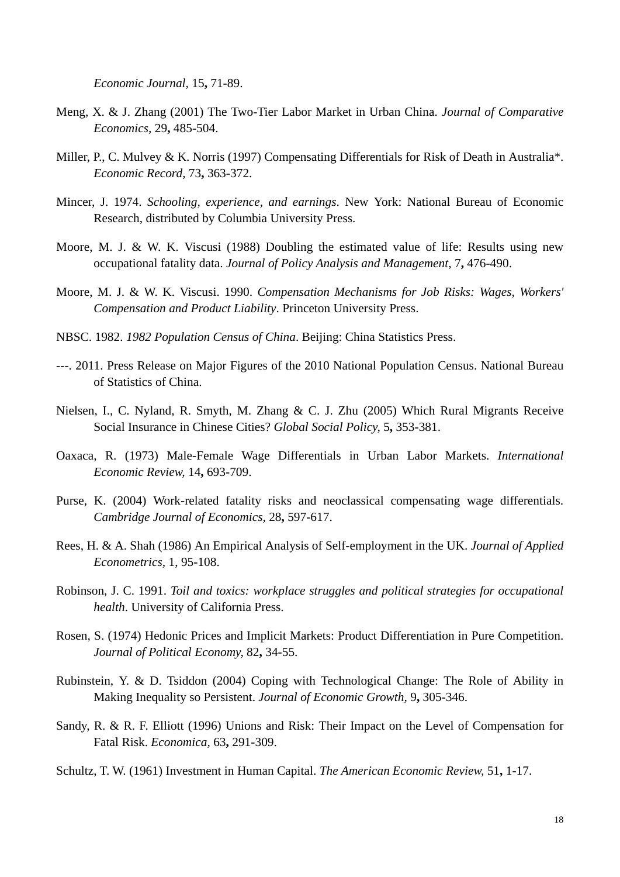*Economic Journal,* 15**,** 71-89.

Meng, X. & J. Zhang (2001) The Two-Tier Labor Market in Urban China. *Journal of Comparative Economics,* 29**,** 485-504.

Miller, P., C. Mulvey & K. Norris (1997) Compensating Differentials for Risk of Death in Australia*. *Economic Record,* 73**,** 363-372.

Mincer, J. 1974. *Schooling, experience, and earnings*. New York: National Bureau of Economic Research, distributed by Columbia University Press.

Moore, M. J. & W. K. Viscusi (1988) Doubling the estimated value of life: Results using new occupational fatality data. *Journal of Policy Analysis and Management,* 7**,** 476-490.

Moore, M. J. & W. K. Viscusi. 1990. *Compensation Mechanisms for Job Risks: Wages, Workers' Compensation and Product Liability*. Princeton University Press.

NBSC. 1982. *1982 Population Census of China*. Beijing: China Statistics Press.

---. 2011. Press Release on Major Figures of the 2010 National Population Census. National Bureau of Statistics of China.

Nielsen, I., C. Nyland, R. Smyth, M. Zhang & C. J. Zhu (2005) Which Rural Migrants Receive Social Insurance in Chinese Cities? *Global Social Policy,* 5**,** 353-381.

Oaxaca, R. (1973) Male-Female Wage Differentials in Urban Labor Markets. *International Economic Review,* 14**,** 693-709.

Purse, K. (2004) Work-related fatality risks and neoclassical compensating wage differentials. *Cambridge Journal of Economics,* 28**,** 597-617.

Rees, H. & A. Shah (1986) An Empirical Analysis of Self-employment in the UK. *Journal of Applied Econometrics,* 1, 95-108.

Robinson, J. C. 1991. *Toil and toxics: workplace struggles and political strategies for occupational health*. University of California Press.

Rosen, S. (1974) Hedonic Prices and Implicit Markets: Product Differentiation in Pure Competition. *Journal of Political Economy,* 82**,** 34-55.

Rubinstein, Y. & D. Tsiddon (2004) Coping with Technological Change: The Role of Ability in Making Inequality so Persistent. *Journal of Economic Growth,* 9**,** 305-346.

Sandy, R. & R. F. Elliott (1996) Unions and Risk: Their Impact on the Level of Compensation for Fatal Risk. *Economica,* 63**,** 291-309.

Schultz, T. W. (1961) Investment in Human Capital. *The American Economic Review,* 51**,** 1-17.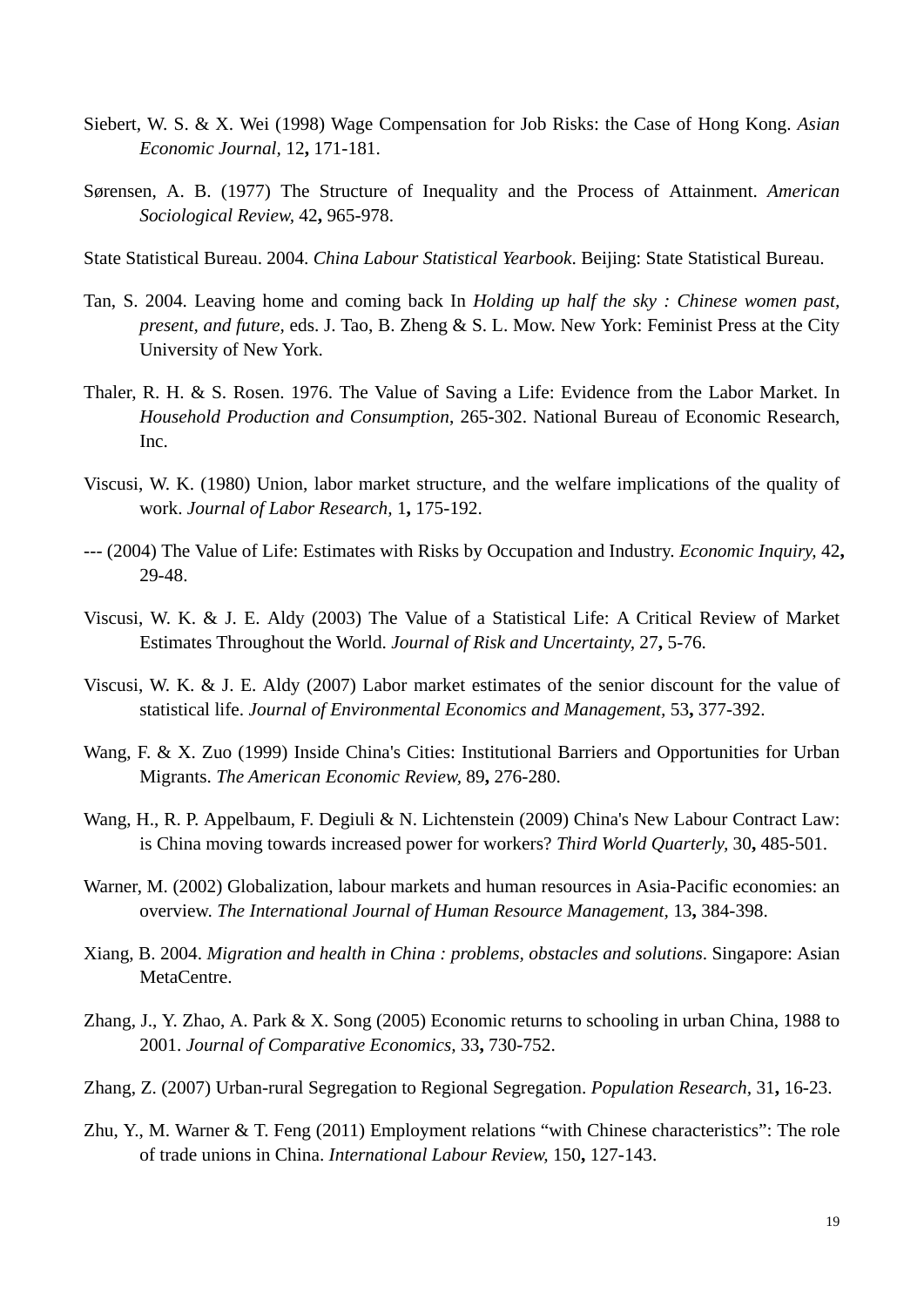Siebert, W. S. & X. Wei (1998) Wage Compensation for Job Risks: the Case of Hong Kong. *Asian Economic Journal,* 12**,** 171-181.

Sørensen, A. B. (1977) The Structure of Inequality and the Process of Attainment. *American Sociological Review,* 42**,** 965-978.

State Statistical Bureau. 2004. *China Labour Statistical Yearbook*. Beijing: State Statistical Bureau.

Tan, S. 2004. Leaving home and coming back In *Holding up half the sky : Chinese women past, present, and future*, eds. J. Tao, B. Zheng & S. L. Mow. New York: Feminist Press at the City University of New York.

Thaler, R. H. & S. Rosen. 1976. The Value of Saving a Life: Evidence from the Labor Market. In *Household Production and Consumption*, 265-302. National Bureau of Economic Research, Inc.

Viscusi, W. K. (1980) Union, labor market structure, and the welfare implications of the quality of work. *Journal of Labor Research,* 1**,** 175-192.

--- (2004) The Value of Life: Estimates with Risks by Occupation and Industry. *Economic Inquiry,* 42**,** 29-48.

Viscusi, W. K. & J. E. Aldy (2003) The Value of a Statistical Life: A Critical Review of Market Estimates Throughout the World. *Journal of Risk and Uncertainty,* 27**,** 5-76.

Viscusi, W. K. & J. E. Aldy (2007) Labor market estimates of the senior discount for the value of statistical life. *Journal of Environmental Economics and Management,* 53**,** 377-392.

Wang, F. & X. Zuo (1999) Inside China's Cities: Institutional Barriers and Opportunities for Urban Migrants. *The American Economic Review,* 89**,** 276-280.

Wang, H., R. P. Appelbaum, F. Degiuli & N. Lichtenstein (2009) China's New Labour Contract Law: is China moving towards increased power for workers? *Third World Quarterly,* 30**,** 485-501.

Warner, M. (2002) Globalization, labour markets and human resources in Asia-Pacific economies: an overview. *The International Journal of Human Resource Management,* 13**,** 384-398.

Xiang, B. 2004. *Migration and health in China : problems, obstacles and solutions*. Singapore: Asian MetaCentre.

Zhang, J., Y. Zhao, A. Park & X. Song (2005) Economic returns to schooling in urban China, 1988 to 2001. *Journal of Comparative Economics,* 33**,** 730-752.

Zhang, Z. (2007) Urban-rural Segregation to Regional Segregation. *Population Research,* 31**,** 16-23.

Zhu, Y., M. Warner & T. Feng (2011) Employment relations "with Chinese characteristics": The role of trade unions in China. *International Labour Review,* 150**,** 127-143.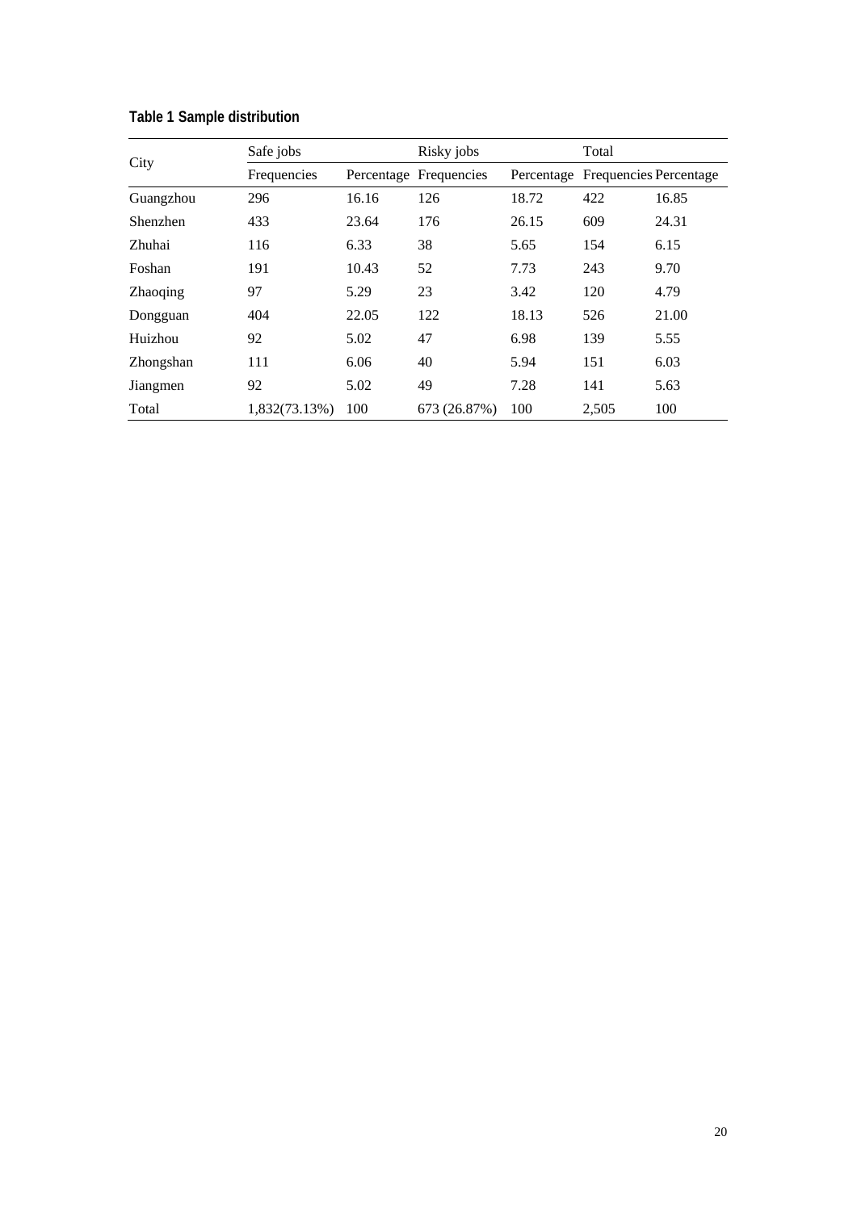**Table 1 Sample distribution**

| City | Safe jobs | | Risky jobs | | Total | |
|---|---|---|---|---|---|---|
| | Frequencies | Percentage | Frequencies | Percentage | Frequencies | Percentage |
| Guangzhou | 296 | 16.16 | 126 | 18.72 | 422 | 16.85 |
| Shenzhen | 433 | 23.64 | 176 | 26.15 | 609 | 24.31 |
| Zhuhai | 116 | 6.33 | 38 | 5.65 | 154 | 6.15 |
| Foshan | 191 | 10.43 | 52 | 7.73 | 243 | 9.70 |
| Zhaoqing | 97 | 5.29 | 23 | 3.42 | 120 | 4.79 |
| Dongguan | 404 | 22.05 | 122 | 18.13 | 526 | 21.00 |
| Huizhou | 92 | 5.02 | 47 | 6.98 | 139 | 5.55 |
| Zhongshan | 111 | 6.06 | 40 | 5.94 | 151 | 6.03 |
| Jiangmen | 92 | 5.02 | 49 | 7.28 | 141 | 5.63 |
| Total | 1,832(73.13%) | 100 | 673 (26.87%) | 100 | 2,505 | 100 |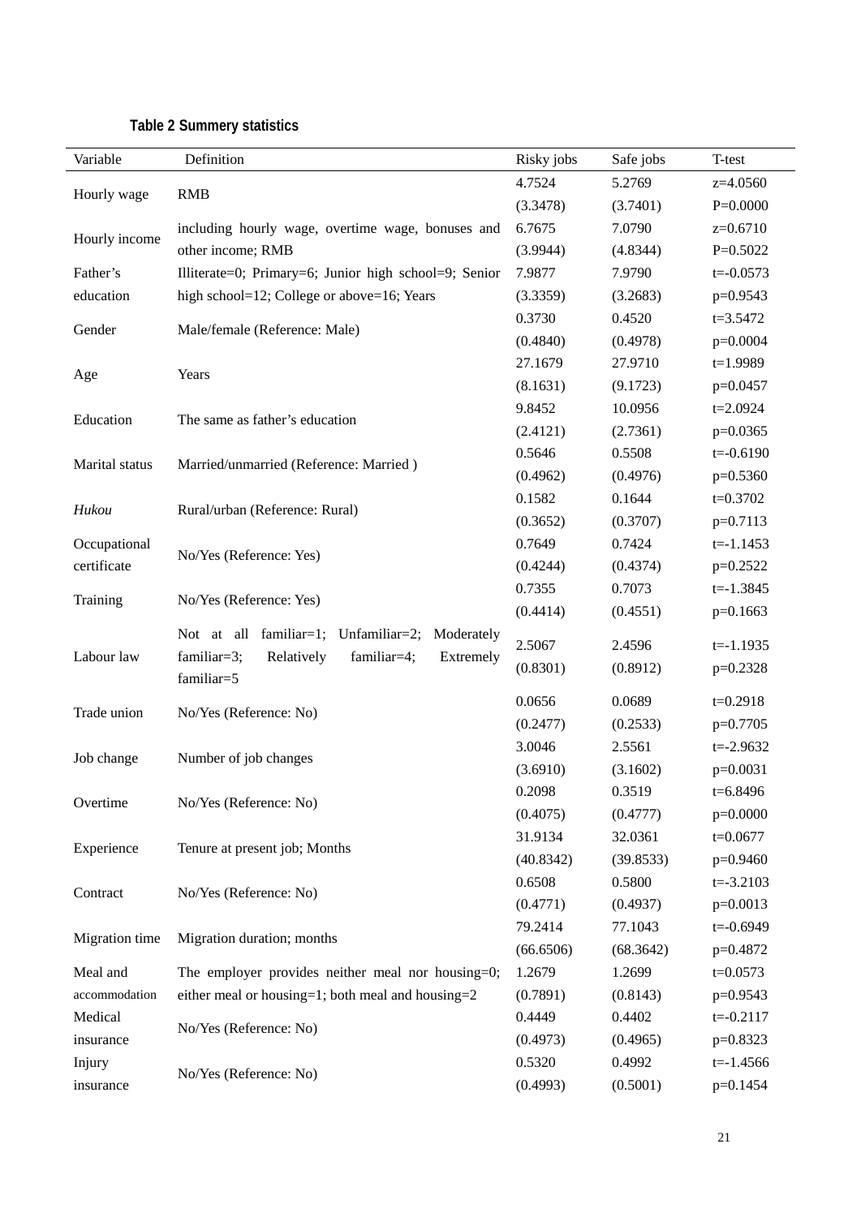**Table 2 Summery statistics**

| Variable | Definition | Risky jobs | Safe jobs | T-test |
|---|---|---|---|---|
| Hourly wage | RMB | 4.7524 | 5.2769 | z=4.0560 |
| | | (3.3478) | (3.7401) | P=0.0000 |
| Hourly income | including hourly wage, overtime wage, bonuses and other income; RMB | 6.7675 | 7.0790 | z=0.6710 |
| | | (3.9944) | (4.8344) | P=0.5022 |
| Father's education | Illiterate=0; Primary=6; Junior high school=9; Senior high school=12; College or above=16; Years | 7.9877 | 7.9790 | t=-0.0573 |
| | | (3.3359) | (3.2683) | p=0.9543 |
| Gender | Male/female (Reference: Male) | 0.3730 | 0.4520 | t=3.5472 |
| | | (0.4840) | (0.4978) | p=0.0004 |
| Age | Years | 27.1679 | 27.9710 | t=1.9989 |
| | | (8.1631) | (9.1723) | p=0.0457 |
| Education | The same as father's education | 9.8452 | 10.0956 | t=2.0924 |
| | | (2.4121) | (2.7361) | p=0.0365 |
| Marital status | Married/unmarried (Reference: Married ) | 0.5646 | 0.5508 | t=-0.6190 |
| | | (0.4962) | (0.4976) | p=0.5360 |
| *Hukou* | Rural/urban (Reference: Rural) | 0.1582 | 0.1644 | t=0.3702 |
| | | (0.3652) | (0.3707) | p=0.7113 |
| Occupational certificate | No/Yes (Reference: Yes) | 0.7649 | 0.7424 | t=-1.1453 |
| | | (0.4244) | (0.4374) | p=0.2522 |
| Training | No/Yes (Reference: Yes) | 0.7355 | 0.7073 | t=-1.3845 |
| | | (0.4414) | (0.4551) | p=0.1663 |
| Labour law | Not at all familiar=1; Unfamiliar=2; Moderately familiar=3; Relatively familiar=4; Extremely familiar=5 | 2.5067 | 2.4596 | t=-1.1935 |
| | | (0.8301) | (0.8912) | p=0.2328 |
| Trade union | No/Yes (Reference: No) | 0.0656 | 0.0689 | t=0.2918 |
| | | (0.2477) | (0.2533) | p=0.7705 |
| Job change | Number of job changes | 3.0046 | 2.5561 | t=-2.9632 |
| | | (3.6910) | (3.1602) | p=0.0031 |
| Overtime | No/Yes (Reference: No) | 0.2098 | 0.3519 | t=6.8496 |
| | | (0.4075) | (0.4777) | p=0.0000 |
| Experience | Tenure at present job; Months | 31.9134 | 32.0361 | t=0.0677 |
| | | (40.8342) | (39.8533) | p=0.9460 |
| Contract | No/Yes (Reference: No) | 0.6508 | 0.5800 | t=-3.2103 |
| | | (0.4771) | (0.4937) | p=0.0013 |
| Migration time | Migration duration; months | 79.2414 | 77.1043 | t=-0.6949 |
| | | (66.6506) | (68.3642) | p=0.4872 |
| Meal and accommodation | The employer provides neither meal nor housing=0; either meal or housing=1; both meal and housing=2 | 1.2679 | 1.2699 | t=0.0573 |
| | | (0.7891) | (0.8143) | p=0.9543 |
| Medical insurance | No/Yes (Reference: No) | 0.4449 | 0.4402 | t=-0.2117 |
| | | (0.4973) | (0.4965) | p=0.8323 |
| Injury insurance | No/Yes (Reference: No) | 0.5320 | 0.4992 | t=-1.4566 |
| | | (0.4993) | (0.5001) | p=0.1454 |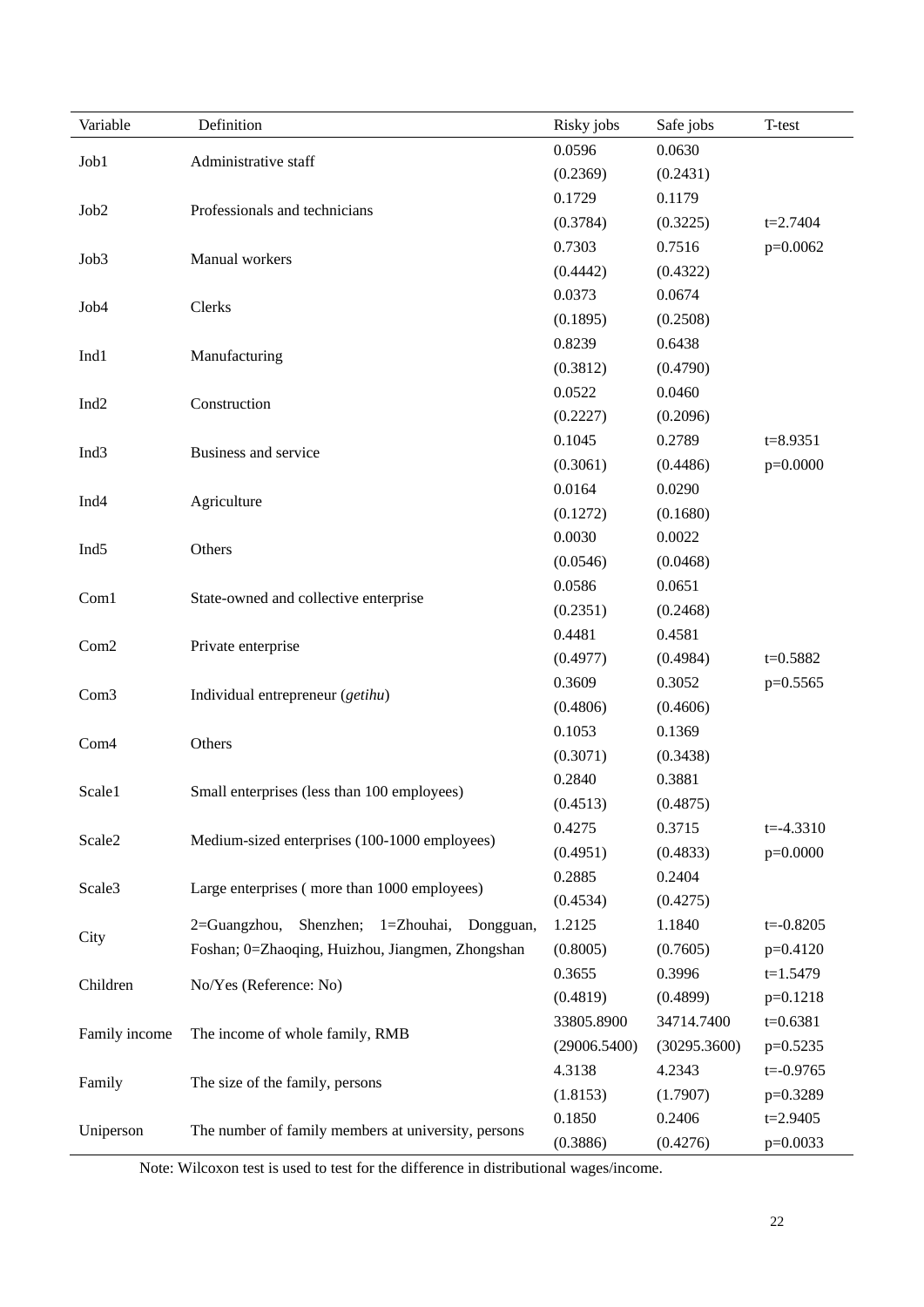| Variable | Definition | Risky jobs | Safe jobs | T-test |
|---|---|---|---|---|
| Job1 | Administrative staff | 0.0596 | 0.0630 | |
| | | (0.2369) | (0.2431) | |
| Job2 | Professionals and technicians | 0.1729 | 0.1179 | |
| | | (0.3784) | (0.3225) | t=2.7404 |
| Job3 | Manual workers | 0.7303 | 0.7516 | p=0.0062 |
| | | (0.4442) | (0.4322) | |
| Job4 | Clerks | 0.0373 | 0.0674 | |
| | | (0.1895) | (0.2508) | |
| Ind1 | Manufacturing | 0.8239 | 0.6438 | |
| | | (0.3812) | (0.4790) | |
| Ind2 | Construction | 0.0522 | 0.0460 | |
| | | (0.2227) | (0.2096) | |
| Ind3 | Business and service | 0.1045 | 0.2789 | t=8.9351 |
| | | (0.3061) | (0.4486) | p=0.0000 |
| Ind4 | Agriculture | 0.0164 | 0.0290 | |
| | | (0.1272) | (0.1680) | |
| Ind5 | Others | 0.0030 | 0.0022 | |
| | | (0.0546) | (0.0468) | |
| Com1 | State-owned and collective enterprise | 0.0586 | 0.0651 | |
| | | (0.2351) | (0.2468) | |
| Com2 | Private enterprise | 0.4481 | 0.4581 | |
| | | (0.4977) | (0.4984) | t=0.5882 |
| Com3 | Individual entrepreneur (*getihu*) | 0.3609 | 0.3052 | p=0.5565 |
| | | (0.4806) | (0.4606) | |
| Com4 | Others | 0.1053 | 0.1369 | |
| | | (0.3071) | (0.3438) | |
| Scale1 | Small enterprises (less than 100 employees) | 0.2840 | 0.3881 | |
| | | (0.4513) | (0.4875) | |
| Scale2 | Medium-sized enterprises (100-1000 employees) | 0.4275 | 0.3715 | t=-4.3310 |
| | | (0.4951) | (0.4833) | p=0.0000 |
| Scale3 | Large enterprises ( more than 1000 employees) | 0.2885 | 0.2404 | |
| | | (0.4534) | (0.4275) | |
| City | 2=Guangzhou, Shenzhen; 1=Zhouhai, Dongguan, Foshan; 0=Zhaoqing, Huizhou, Jiangmen, Zhongshan | 1.2125 | 1.1840 | t=-0.8205 |
| | | (0.8005) | (0.7605) | p=0.4120 |
| Children | No/Yes (Reference: No) | 0.3655 | 0.3996 | t=1.5479 |
| | | (0.4819) | (0.4899) | p=0.1218 |
| Family income | The income of whole family, RMB | 33805.8900 | 34714.7400 | t=0.6381 |
| | | (29006.5400) | (30295.3600) | p=0.5235 |
| Family | The size of the family, persons | 4.3138 | 4.2343 | t=-0.9765 |
| | | (1.8153) | (1.7907) | p=0.3289 |
| Uniperson | The number of family members at university, persons | 0.1850 | 0.2406 | t=2.9405 |
| | | (0.3886) | (0.4276) | p=0.0033 |

Note: Wilcoxon test is used to test for the difference in distributional wages/income.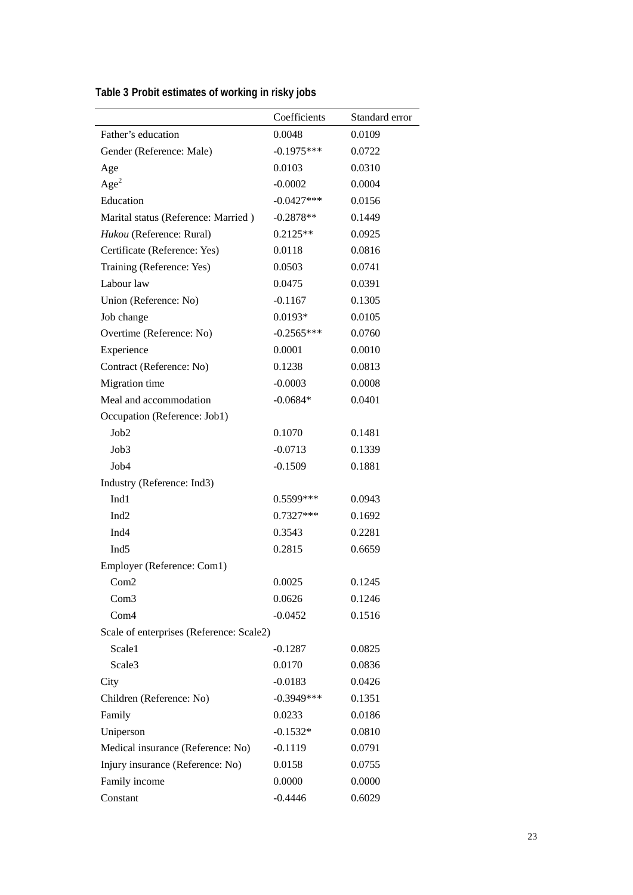**Table 3 Probit estimates of working in risky jobs**

| | Coefficients | Standard error |
|---|---|---|
| Father's education | 0.0048 | 0.0109 |
| Gender (Reference: Male) | -0.1975*** | 0.0722 |
| Age | 0.0103 | 0.0310 |
| $Age^2$ | -0.0002 | 0.0004 |
| Education | -0.0427*** | 0.0156 |
| Marital status (Reference: Married ) | -0.2878** | 0.1449 |
| *Hukou* (Reference: Rural) | 0.2125** | 0.0925 |
| Certificate (Reference: Yes) | 0.0118 | 0.0816 |
| Training (Reference: Yes) | 0.0503 | 0.0741 |
| Labour law | 0.0475 | 0.0391 |
| Union (Reference: No) | -0.1167 | 0.1305 |
| Job change | 0.0193* | 0.0105 |
| Overtime (Reference: No) | -0.2565*** | 0.0760 |
| Experience | 0.0001 | 0.0010 |
| Contract (Reference: No) | 0.1238 | 0.0813 |
| Migration time | -0.0003 | 0.0008 |
| Meal and accommodation | -0.0684* | 0.0401 |
| Occupation (Reference: Job1) | | |
| Job2 | 0.1070 | 0.1481 |
| Job3 | -0.0713 | 0.1339 |
| Job4 | -0.1509 | 0.1881 |
| Industry (Reference: Ind3) | | |
| Ind1 | 0.5599*** | 0.0943 |
| Ind2 | 0.7327*** | 0.1692 |
| Ind4 | 0.3543 | 0.2281 |
| Ind5 | 0.2815 | 0.6659 |
| Employer (Reference: Com1) | | |
| Com2 | 0.0025 | 0.1245 |
| Com3 | 0.0626 | 0.1246 |
| Com4 | -0.0452 | 0.1516 |
| Scale of enterprises (Reference: Scale2) | | |
| Scale1 | -0.1287 | 0.0825 |
| Scale3 | 0.0170 | 0.0836 |
| City | -0.0183 | 0.0426 |
| Children (Reference: No) | -0.3949*** | 0.1351 |
| Family | 0.0233 | 0.0186 |
| Uniperson | -0.1532* | 0.0810 |
| Medical insurance (Reference: No) | -0.1119 | 0.0791 |
| Injury insurance (Reference: No) | 0.0158 | 0.0755 |
| Family income | 0.0000 | 0.0000 |
| Constant | -0.4446 | 0.6029 |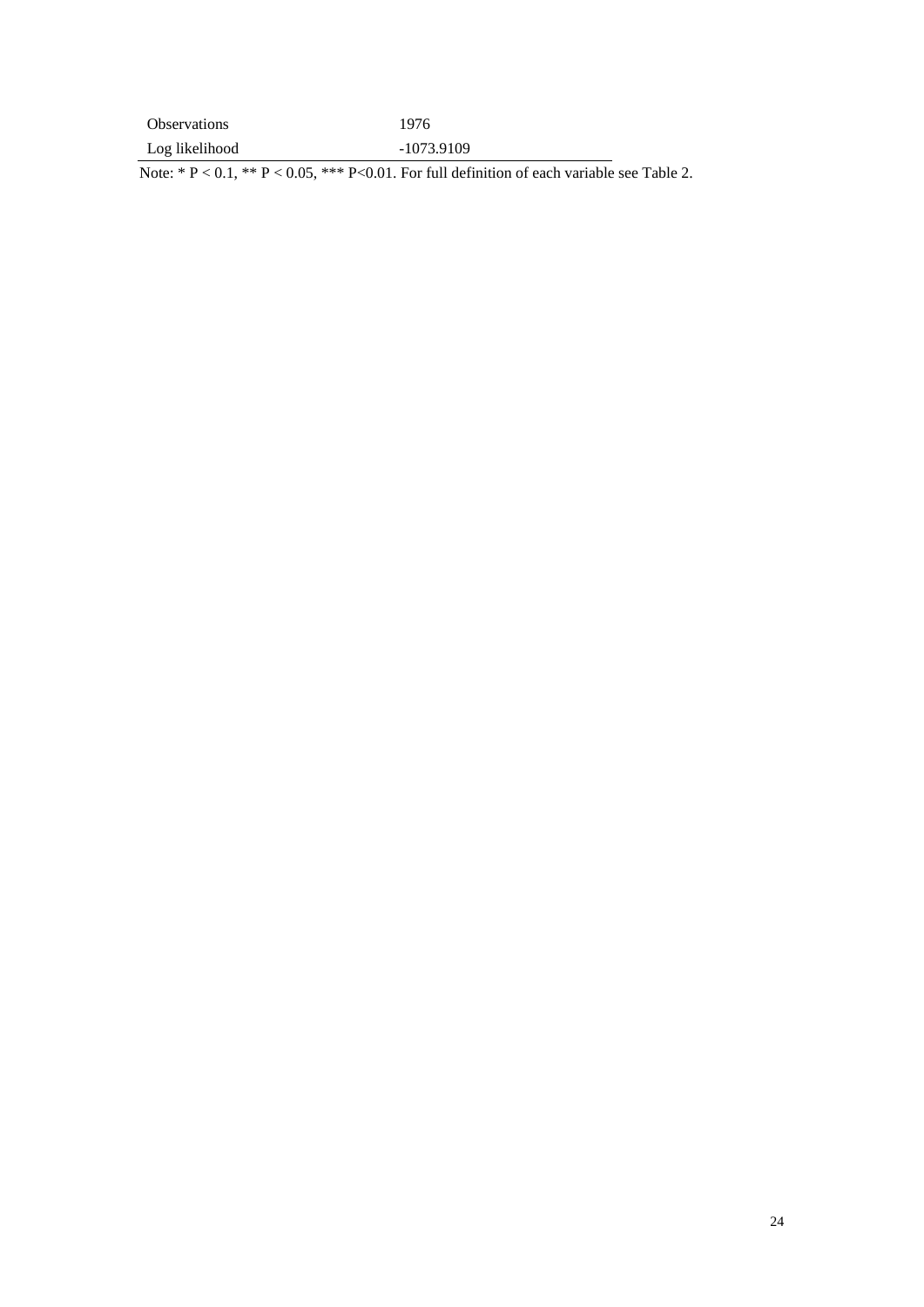| | |
|---|---|
| Observations | 1976 |
| Log likelihood | -1073.9109 |

Note: * P < 0.1, ** P < 0.05, *** P<0.01. For full definition of each variable see Table 2.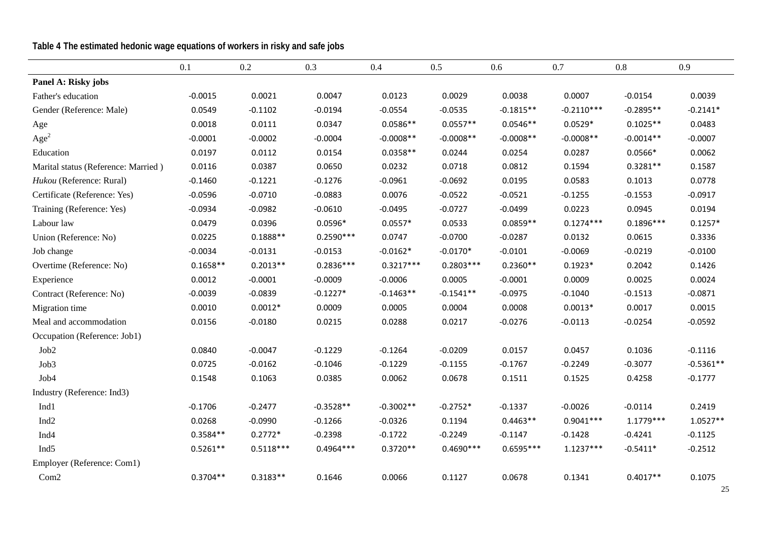**Table 4 The estimated hedonic wage equations of workers in risky and safe jobs**

| | 0.1 | 0.2 | 0.3 | 0.4 | 0.5 | 0.6 | 0.7 | 0.8 | 0.9 |
|---|---|---|---|---|---|---|---|---|---|
| **Panel A: Risky jobs** | | | | | | | | | |
| Father's education | -0.0015 | 0.0021 | 0.0047 | 0.0123 | 0.0029 | 0.0038 | 0.0007 | -0.0154 | 0.0039 |
| Gender (Reference: Male) | 0.0549 | -0.1102 | -0.0194 | -0.0554 | -0.0535 | -0.1815** | -0.2110*** | -0.2895** | -0.2141* |
| Age | 0.0018 | 0.0111 | 0.0347 | 0.0586** | 0.0557** | 0.0546** | 0.0529* | 0.1025** | 0.0483 |
| $Age^2$ | -0.0001 | -0.0002 | -0.0004 | -0.0008** | -0.0008** | -0.0008** | -0.0008** | -0.0014** | -0.0007 |
| Education | 0.0197 | 0.0112 | 0.0154 | 0.0358** | 0.0244 | 0.0254 | 0.0287 | 0.0566* | 0.0062 |
| Marital status (Reference: Married ) | 0.0116 | 0.0387 | 0.0650 | 0.0232 | 0.0718 | 0.0812 | 0.1594 | 0.3281** | 0.1587 |
| *Hukou* (Reference: Rural) | -0.1460 | -0.1221 | -0.1276 | -0.0961 | -0.0692 | 0.0195 | 0.0583 | 0.1013 | 0.0778 |
| Certificate (Reference: Yes) | -0.0596 | -0.0710 | -0.0883 | 0.0076 | -0.0522 | -0.0521 | -0.1255 | -0.1553 | -0.0917 |
| Training (Reference: Yes) | -0.0934 | -0.0982 | -0.0610 | -0.0495 | -0.0727 | -0.0499 | 0.0223 | 0.0945 | 0.0194 |
| Labour law | 0.0479 | 0.0396 | 0.0596* | 0.0557* | 0.0533 | 0.0859** | 0.1274*** | 0.1896*** | 0.1257* |
| Union (Reference: No) | 0.0225 | 0.1888** | 0.2590*** | 0.0747 | -0.0700 | -0.0287 | 0.0132 | 0.0615 | 0.3336 |
| Job change | -0.0034 | -0.0131 | -0.0153 | -0.0162* | -0.0170* | -0.0101 | -0.0069 | -0.0219 | -0.0100 |
| Overtime (Reference: No) | 0.1658** | 0.2013** | 0.2836*** | 0.3217*** | 0.2803*** | 0.2360** | 0.1923* | 0.2042 | 0.1426 |
| Experience | 0.0012 | -0.0001 | -0.0009 | -0.0006 | 0.0005 | -0.0001 | 0.0009 | 0.0025 | 0.0024 |
| Contract (Reference: No) | -0.0039 | -0.0839 | -0.1227* | -0.1463** | -0.1541** | -0.0975 | -0.1040 | -0.1513 | -0.0871 |
| Migration time | 0.0010 | 0.0012* | 0.0009 | 0.0005 | 0.0004 | 0.0008 | 0.0013* | 0.0017 | 0.0015 |
| Meal and accommodation | 0.0156 | -0.0180 | 0.0215 | 0.0288 | 0.0217 | -0.0276 | -0.0113 | -0.0254 | -0.0592 |
| Occupation (Reference: Job1) | | | | | | | | | |
| Job2 | 0.0840 | -0.0047 | -0.1229 | -0.1264 | -0.0209 | 0.0157 | 0.0457 | 0.1036 | -0.1116 |
| Job3 | 0.0725 | -0.0162 | -0.1046 | -0.1229 | -0.1155 | -0.1767 | -0.2249 | -0.3077 | -0.5361** |
| Job4 | 0.1548 | 0.1063 | 0.0385 | 0.0062 | 0.0678 | 0.1511 | 0.1525 | 0.4258 | -0.1777 |
| Industry (Reference: Ind3) | | | | | | | | | |
| Ind1 | -0.1706 | -0.2477 | -0.3528** | -0.3002** | -0.2752* | -0.1337 | -0.0026 | -0.0114 | 0.2419 |
| Ind2 | 0.0268 | -0.0990 | -0.1266 | -0.0326 | 0.1194 | 0.4463** | 0.9041*** | 1.1779*** | 1.0527** |
| Ind4 | 0.3584** | 0.2772* | -0.2398 | -0.1722 | -0.2249 | -0.1147 | -0.1428 | -0.4241 | -0.1125 |
| Ind5 | 0.5261** | 0.5118*** | 0.4964*** | 0.3720** | 0.4690*** | 0.6595*** | 1.1237*** | -0.5411* | -0.2512 |
| Employer (Reference: Com1) | | | | | | | | | |
| Com2 | 0.3704** | 0.3183** | 0.1646 | 0.0066 | 0.1127 | 0.0678 | 0.1341 | 0.4017** | 0.1075 |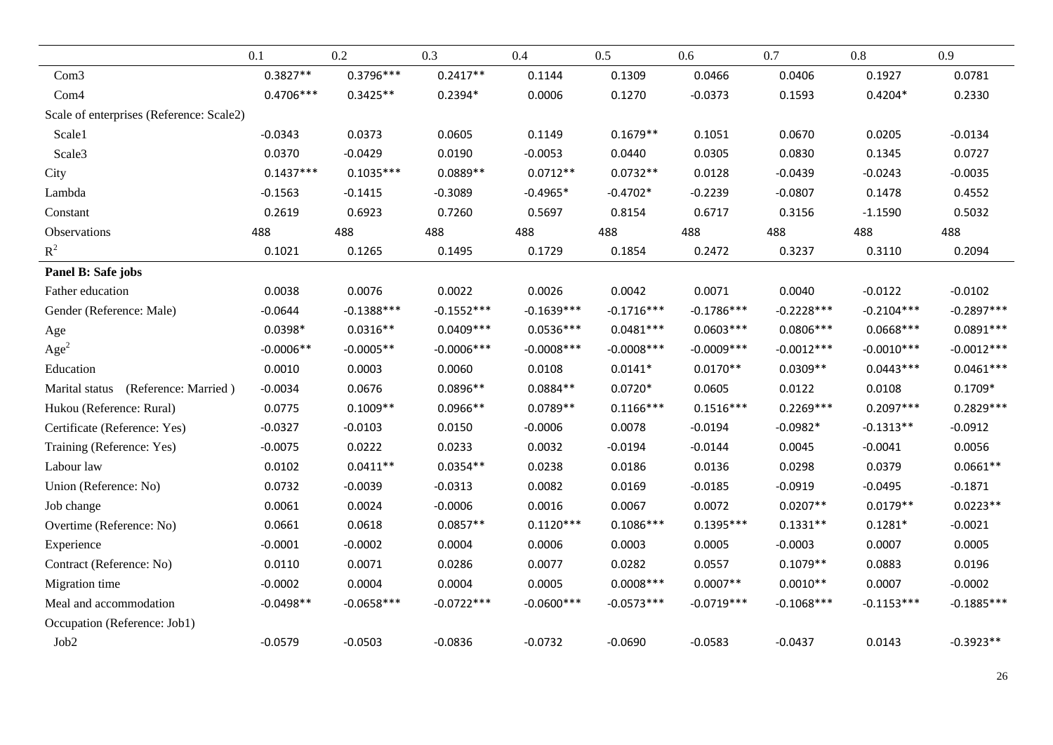| | 0.1 | 0.2 | 0.3 | 0.4 | 0.5 | 0.6 | 0.7 | 0.8 | 0.9 |
|---|---|---|---|---|---|---|---|---|---|
| Com3 | 0.3827** | 0.3796*** | 0.2417** | 0.1144 | 0.1309 | 0.0466 | 0.0406 | 0.1927 | 0.0781 |
| Com4 | 0.4706*** | 0.3425** | 0.2394* | 0.0006 | 0.1270 | -0.0373 | 0.1593 | 0.4204* | 0.2330 |
| Scale of enterprises (Reference: Scale2) | | | | | | | | | |
| Scale1 | -0.0343 | 0.0373 | 0.0605 | 0.1149 | 0.1679** | 0.1051 | 0.0670 | 0.0205 | -0.0134 |
| Scale3 | 0.0370 | -0.0429 | 0.0190 | -0.0053 | 0.0440 | 0.0305 | 0.0830 | 0.1345 | 0.0727 |
| City | 0.1437*** | 0.1035*** | 0.0889** | 0.0712** | 0.0732** | 0.0128 | -0.0439 | -0.0243 | -0.0035 |
| Lambda | -0.1563 | -0.1415 | -0.3089 | -0.4965* | -0.4702* | -0.2239 | -0.0807 | 0.1478 | 0.4552 |
| Constant | 0.2619 | 0.6923 | 0.7260 | 0.5697 | 0.8154 | 0.6717 | 0.3156 | -1.1590 | 0.5032 |
| Observations | 488 | 488 | 488 | 488 | 488 | 488 | 488 | 488 | 488 |
| $R^2$ | 0.1021 | 0.1265 | 0.1495 | 0.1729 | 0.1854 | 0.2472 | 0.3237 | 0.3110 | 0.2094 |
| **Panel B: Safe jobs** | | | | | | | | | |
| Father education | 0.0038 | 0.0076 | 0.0022 | 0.0026 | 0.0042 | 0.0071 | 0.0040 | -0.0122 | -0.0102 |
| Gender (Reference: Male) | -0.0644 | -0.1388*** | -0.1552*** | -0.1639*** | -0.1716*** | -0.1786*** | -0.2228*** | -0.2104*** | -0.2897*** |
| Age | 0.0398* | 0.0316** | 0.0409*** | 0.0536*** | 0.0481*** | 0.0603*** | 0.0806*** | 0.0668*** | 0.0891*** |
| $Age^2$ | -0.0006** | -0.0005** | -0.0006*** | -0.0008*** | -0.0008*** | -0.0009*** | -0.0012*** | -0.0010*** | -0.0012*** |
| Education | 0.0010 | 0.0003 | 0.0060 | 0.0108 | 0.0141* | 0.0170** | 0.0309** | 0.0443*** | 0.0461*** |
| Marital status (Reference: Married ) | -0.0034 | 0.0676 | 0.0896** | 0.0884** | 0.0720* | 0.0605 | 0.0122 | 0.0108 | 0.1709* |
| Hukou (Reference: Rural) | 0.0775 | 0.1009** | 0.0966** | 0.0789** | 0.1166*** | 0.1516*** | 0.2269*** | 0.2097*** | 0.2829*** |
| Certificate (Reference: Yes) | -0.0327 | -0.0103 | 0.0150 | -0.0006 | 0.0078 | -0.0194 | -0.0982* | -0.1313** | -0.0912 |
| Training (Reference: Yes) | -0.0075 | 0.0222 | 0.0233 | 0.0032 | -0.0194 | -0.0144 | 0.0045 | -0.0041 | 0.0056 |
| Labour law | 0.0102 | 0.0411** | 0.0354** | 0.0238 | 0.0186 | 0.0136 | 0.0298 | 0.0379 | 0.0661** |
| Union (Reference: No) | 0.0732 | -0.0039 | -0.0313 | 0.0082 | 0.0169 | -0.0185 | -0.0919 | -0.0495 | -0.1871 |
| Job change | 0.0061 | 0.0024 | -0.0006 | 0.0016 | 0.0067 | 0.0072 | 0.0207** | 0.0179** | 0.0223** |
| Overtime (Reference: No) | 0.0661 | 0.0618 | 0.0857** | 0.1120*** | 0.1086*** | 0.1395*** | 0.1331** | 0.1281* | -0.0021 |
| Experience | -0.0001 | -0.0002 | 0.0004 | 0.0006 | 0.0003 | 0.0005 | -0.0003 | 0.0007 | 0.0005 |
| Contract (Reference: No) | 0.0110 | 0.0071 | 0.0286 | 0.0077 | 0.0282 | 0.0557 | 0.1079** | 0.0883 | 0.0196 |
| Migration time | -0.0002 | 0.0004 | 0.0004 | 0.0005 | 0.0008*** | 0.0007** | 0.0010** | 0.0007 | -0.0002 |
| Meal and accommodation | -0.0498** | -0.0658*** | -0.0722*** | -0.0600*** | -0.0573*** | -0.0719*** | -0.1068*** | -0.1153*** | -0.1885*** |
| Occupation (Reference: Job1) | | | | | | | | | |
| Job2 | -0.0579 | -0.0503 | -0.0836 | -0.0732 | -0.0690 | -0.0583 | -0.0437 | 0.0143 | -0.3923** |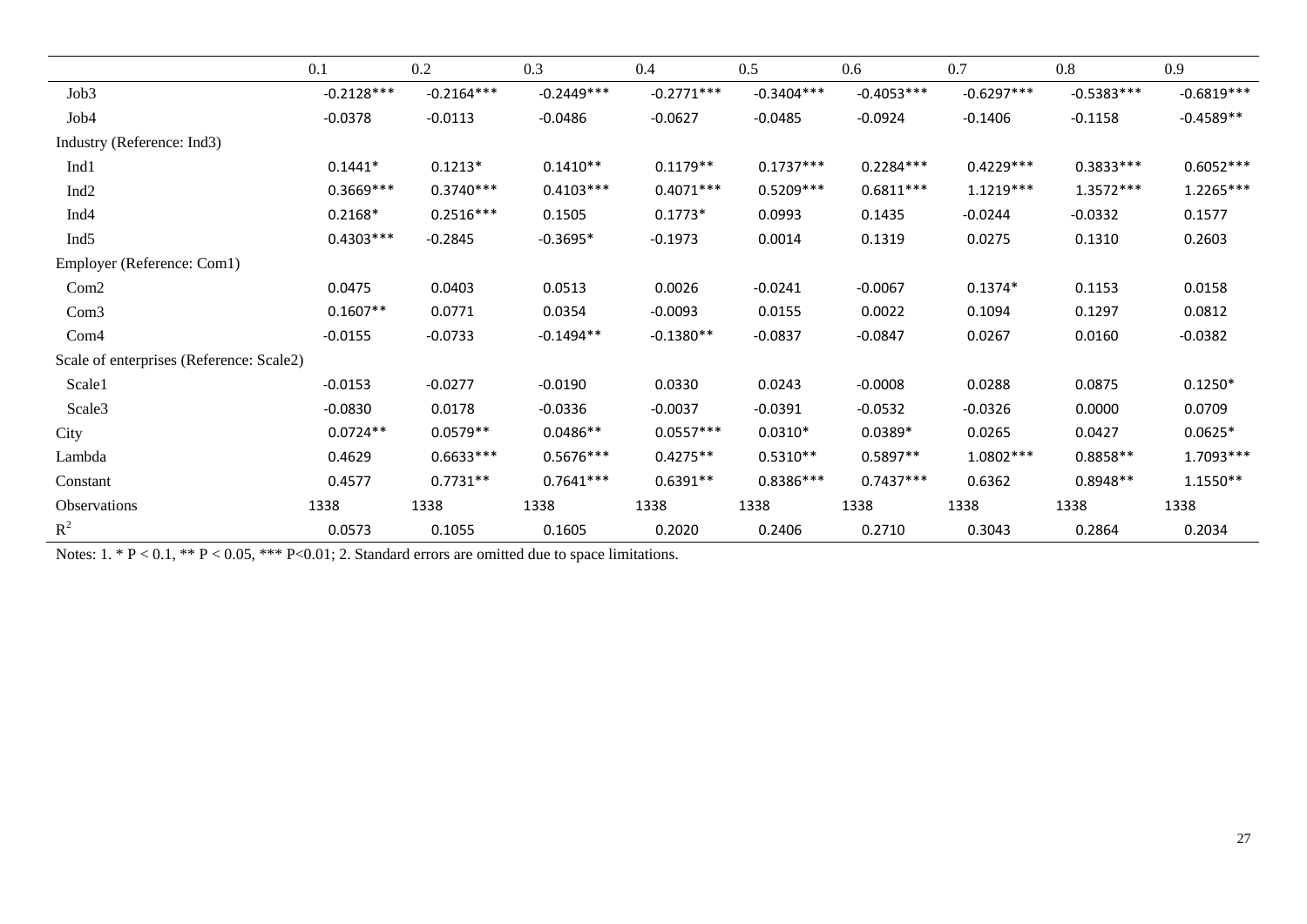| | 0.1 | 0.2 | 0.3 | 0.4 | 0.5 | 0.6 | 0.7 | 0.8 | 0.9 |
|---|---|---|---|---|---|---|---|---|---|
| Job3 | -0.2128*** | -0.2164*** | -0.2449*** | -0.2771*** | -0.3404*** | -0.4053*** | -0.6297*** | -0.5383*** | -0.6819*** |
| Job4 | -0.0378 | -0.0113 | -0.0486 | -0.0627 | -0.0485 | -0.0924 | -0.1406 | -0.1158 | -0.4589** |
| Industry (Reference: Ind3) | | | | | | | | | |
| Ind1 | 0.1441* | 0.1213* | 0.1410** | 0.1179** | 0.1737*** | 0.2284*** | 0.4229*** | 0.3833*** | 0.6052*** |
| Ind2 | 0.3669*** | 0.3740*** | 0.4103*** | 0.4071*** | 0.5209*** | 0.6811*** | 1.1219*** | 1.3572*** | 1.2265*** |
| Ind4 | 0.2168* | 0.2516*** | 0.1505 | 0.1773* | 0.0993 | 0.1435 | -0.0244 | -0.0332 | 0.1577 |
| Ind5 | 0.4303*** | -0.2845 | -0.3695* | -0.1973 | 0.0014 | 0.1319 | 0.0275 | 0.1310 | 0.2603 |
| Employer (Reference: Com1) | | | | | | | | | |
| Com2 | 0.0475 | 0.0403 | 0.0513 | 0.0026 | -0.0241 | -0.0067 | 0.1374* | 0.1153 | 0.0158 |
| Com3 | 0.1607** | 0.0771 | 0.0354 | -0.0093 | 0.0155 | 0.0022 | 0.1094 | 0.1297 | 0.0812 |
| Com4 | -0.0155 | -0.0733 | -0.1494** | -0.1380** | -0.0837 | -0.0847 | 0.0267 | 0.0160 | -0.0382 |
| Scale of enterprises (Reference: Scale2) | | | | | | | | | |
| Scale1 | -0.0153 | -0.0277 | -0.0190 | 0.0330 | 0.0243 | -0.0008 | 0.0288 | 0.0875 | 0.1250* |
| Scale3 | -0.0830 | 0.0178 | -0.0336 | -0.0037 | -0.0391 | -0.0532 | -0.0326 | 0.0000 | 0.0709 |
| City | 0.0724** | 0.0579** | 0.0486** | 0.0557*** | 0.0310* | 0.0389* | 0.0265 | 0.0427 | 0.0625* |
| Lambda | 0.4629 | 0.6633*** | 0.5676*** | 0.4275** | 0.5310** | 0.5897** | 1.0802*** | 0.8858** | 1.7093*** |
| Constant | 0.4577 | 0.7731** | 0.7641*** | 0.6391** | 0.8386*** | 0.7437*** | 0.6362 | 0.8948** | 1.1550** |
| Observations | 1338 | 1338 | 1338 | 1338 | 1338 | 1338 | 1338 | 1338 | 1338 |
| $R^2$ | 0.0573 | 0.1055 | 0.1605 | 0.2020 | 0.2406 | 0.2710 | 0.3043 | 0.2864 | 0.2034 |

Notes: 1. * P < 0.1, ** P < 0.05, *** P<0.01; 2. Standard errors are omitted due to space limitations.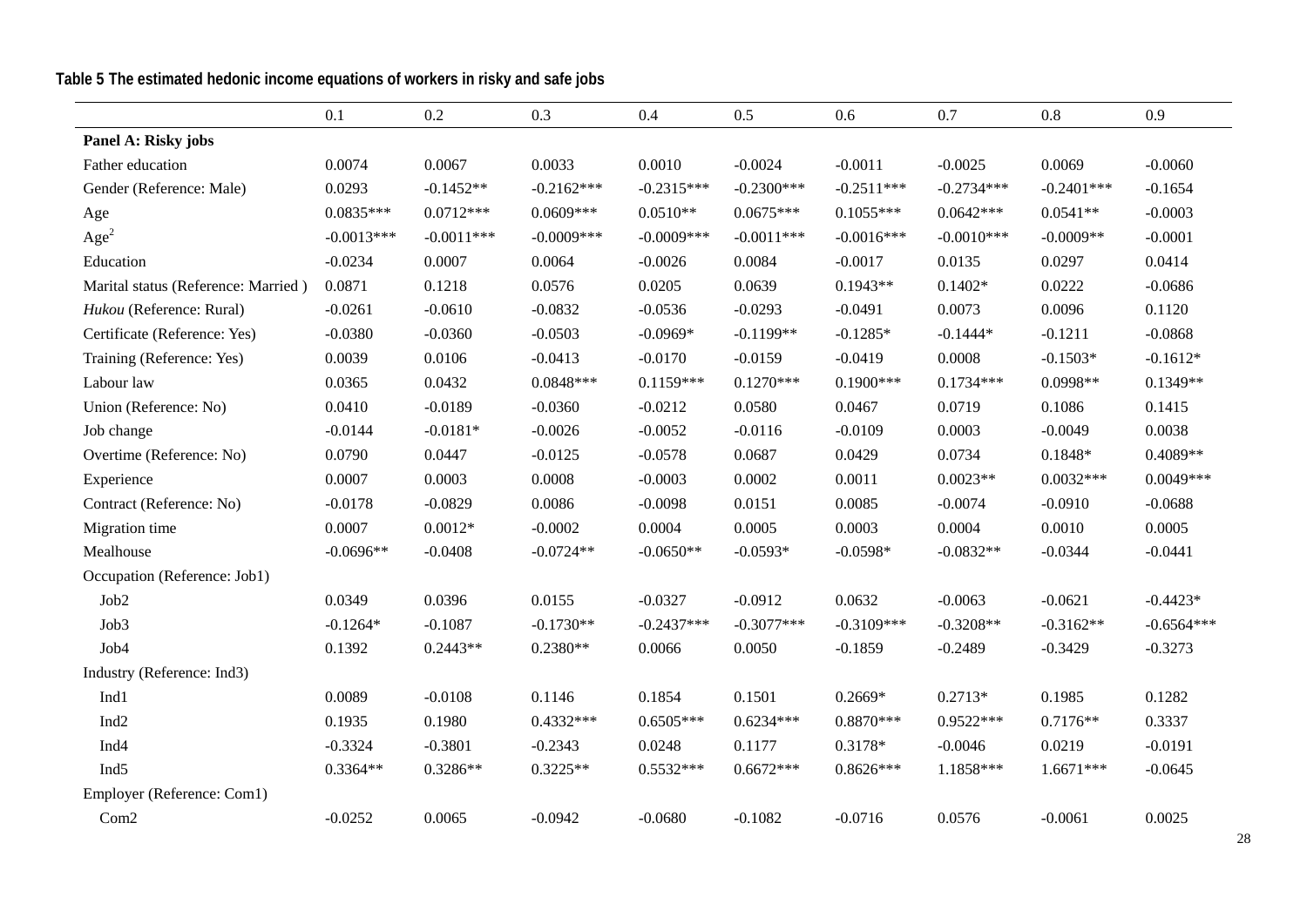**Table 5 The estimated hedonic income equations of workers in risky and safe jobs**

| | 0.1 | 0.2 | 0.3 | 0.4 | 0.5 | 0.6 | 0.7 | 0.8 | 0.9 |
|---|---|---|---|---|---|---|---|---|---|
| **Panel A: Risky jobs** | | | | | | | | | |
| Father education | 0.0074 | 0.0067 | 0.0033 | 0.0010 | -0.0024 | -0.0011 | -0.0025 | 0.0069 | -0.0060 |
| Gender (Reference: Male) | 0.0293 | -0.1452** | -0.2162*** | -0.2315*** | -0.2300*** | -0.2511*** | -0.2734*** | -0.2401*** | -0.1654 |
| Age | 0.0835*** | 0.0712*** | 0.0609*** | 0.0510** | 0.0675*** | 0.1055*** | 0.0642*** | 0.0541** | -0.0003 |
| $Age^2$ | -0.0013*** | -0.0011*** | -0.0009*** | -0.0009*** | -0.0011*** | -0.0016*** | -0.0010*** | -0.0009** | -0.0001 |
| Education | -0.0234 | 0.0007 | 0.0064 | -0.0026 | 0.0084 | -0.0017 | 0.0135 | 0.0297 | 0.0414 |
| Marital status (Reference: Married ) | 0.0871 | 0.1218 | 0.0576 | 0.0205 | 0.0639 | 0.1943** | 0.1402* | 0.0222 | -0.0686 |
| *Hukou* (Reference: Rural) | -0.0261 | -0.0610 | -0.0832 | -0.0536 | -0.0293 | -0.0491 | 0.0073 | 0.0096 | 0.1120 |
| Certificate (Reference: Yes) | -0.0380 | -0.0360 | -0.0503 | -0.0969* | -0.1199** | -0.1285* | -0.1444* | -0.1211 | -0.0868 |
| Training (Reference: Yes) | 0.0039 | 0.0106 | -0.0413 | -0.0170 | -0.0159 | -0.0419 | 0.0008 | -0.1503* | -0.1612* |
| Labour law | 0.0365 | 0.0432 | 0.0848*** | 0.1159*** | 0.1270*** | 0.1900*** | 0.1734*** | 0.0998** | 0.1349** |
| Union (Reference: No) | 0.0410 | -0.0189 | -0.0360 | -0.0212 | 0.0580 | 0.0467 | 0.0719 | 0.1086 | 0.1415 |
| Job change | -0.0144 | -0.0181* | -0.0026 | -0.0052 | -0.0116 | -0.0109 | 0.0003 | -0.0049 | 0.0038 |
| Overtime (Reference: No) | 0.0790 | 0.0447 | -0.0125 | -0.0578 | 0.0687 | 0.0429 | 0.0734 | 0.1848* | 0.4089** |
| Experience | 0.0007 | 0.0003 | 0.0008 | -0.0003 | 0.0002 | 0.0011 | 0.0023** | 0.0032*** | 0.0049*** |
| Contract (Reference: No) | -0.0178 | -0.0829 | 0.0086 | -0.0098 | 0.0151 | 0.0085 | -0.0074 | -0.0910 | -0.0688 |
| Migration time | 0.0007 | 0.0012* | -0.0002 | 0.0004 | 0.0005 | 0.0003 | 0.0004 | 0.0010 | 0.0005 |
| Mealhouse | -0.0696** | -0.0408 | -0.0724** | -0.0650** | -0.0593* | -0.0598* | -0.0832** | -0.0344 | -0.0441 |
| Occupation (Reference: Job1) | | | | | | | | | |
| Job2 | 0.0349 | 0.0396 | 0.0155 | -0.0327 | -0.0912 | 0.0632 | -0.0063 | -0.0621 | -0.4423* |
| Job3 | -0.1264* | -0.1087 | -0.1730** | -0.2437*** | -0.3077*** | -0.3109*** | -0.3208** | -0.3162** | -0.6564*** |
| Job4 | 0.1392 | 0.2443** | 0.2380** | 0.0066 | 0.0050 | -0.1859 | -0.2489 | -0.3429 | -0.3273 |
| Industry (Reference: Ind3) | | | | | | | | | |
| Ind1 | 0.0089 | -0.0108 | 0.1146 | 0.1854 | 0.1501 | 0.2669* | 0.2713* | 0.1985 | 0.1282 |
| Ind2 | 0.1935 | 0.1980 | 0.4332*** | 0.6505*** | 0.6234*** | 0.8870*** | 0.9522*** | 0.7176** | 0.3337 |
| Ind4 | -0.3324 | -0.3801 | -0.2343 | 0.0248 | 0.1177 | 0.3178* | -0.0046 | 0.0219 | -0.0191 |
| Ind5 | 0.3364** | 0.3286** | 0.3225** | 0.5532*** | 0.6672*** | 0.8626*** | 1.1858*** | 1.6671*** | -0.0645 |
| Employer (Reference: Com1) | | | | | | | | | |
| Com2 | -0.0252 | 0.0065 | -0.0942 | -0.0680 | -0.1082 | -0.0716 | 0.0576 | -0.0061 | 0.0025 |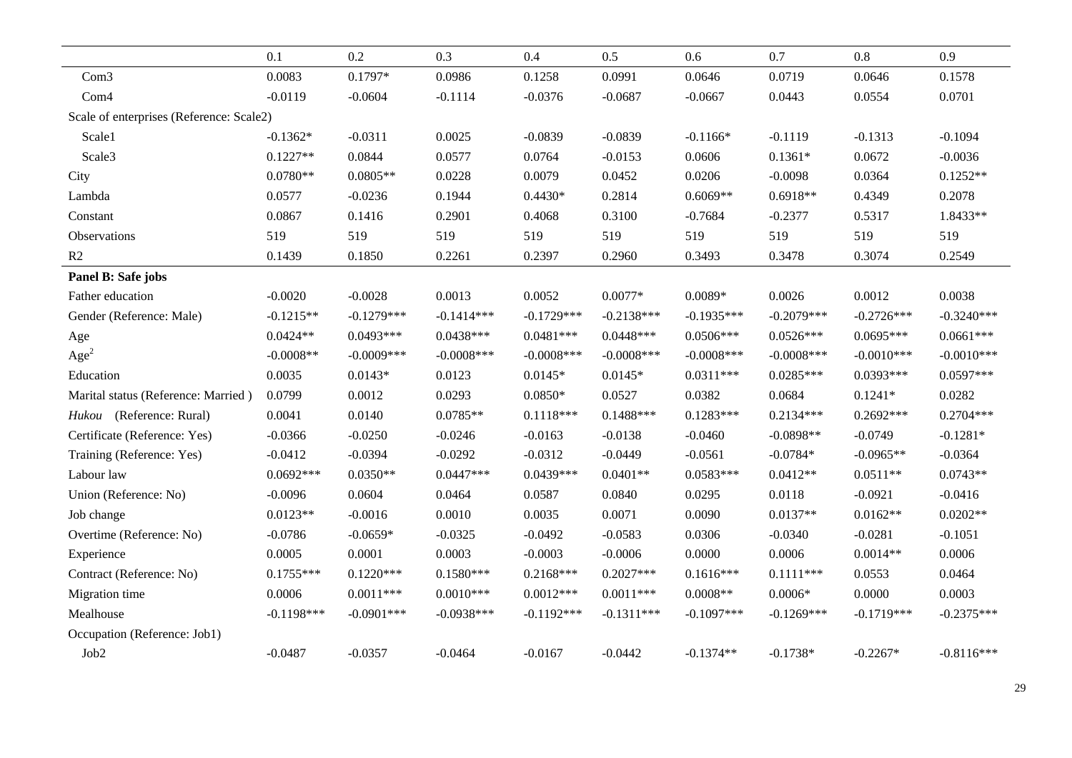| | 0.1 | 0.2 | 0.3 | 0.4 | 0.5 | 0.6 | 0.7 | 0.8 | 0.9 |
|---|---|---|---|---|---|---|---|---|---|
| Com3 | 0.0083 | 0.1797* | 0.0986 | 0.1258 | 0.0991 | 0.0646 | 0.0719 | 0.0646 | 0.1578 |
| Com4 | -0.0119 | -0.0604 | -0.1114 | -0.0376 | -0.0687 | -0.0667 | 0.0443 | 0.0554 | 0.0701 |
| Scale of enterprises (Reference: Scale2) | | | | | | | | | |
| Scale1 | -0.1362* | -0.0311 | 0.0025 | -0.0839 | -0.0839 | -0.1166* | -0.1119 | -0.1313 | -0.1094 |
| Scale3 | 0.1227** | 0.0844 | 0.0577 | 0.0764 | -0.0153 | 0.0606 | 0.1361* | 0.0672 | -0.0036 |
| City | 0.0780** | 0.0805** | 0.0228 | 0.0079 | 0.0452 | 0.0206 | -0.0098 | 0.0364 | 0.1252** |
| Lambda | 0.0577 | -0.0236 | 0.1944 | 0.4430* | 0.2814 | 0.6069** | 0.6918** | 0.4349 | 0.2078 |
| Constant | 0.0867 | 0.1416 | 0.2901 | 0.4068 | 0.3100 | -0.7684 | -0.2377 | 0.5317 | 1.8433** |
| Observations | 519 | 519 | 519 | 519 | 519 | 519 | 519 | 519 | 519 |
| R2 | 0.1439 | 0.1850 | 0.2261 | 0.2397 | 0.2960 | 0.3493 | 0.3478 | 0.3074 | 0.2549 |
| **Panel B: Safe jobs** | | | | | | | | | |
| Father education | -0.0020 | -0.0028 | 0.0013 | 0.0052 | 0.0077* | 0.0089* | 0.0026 | 0.0012 | 0.0038 |
| Gender (Reference: Male) | -0.1215** | -0.1279*** | -0.1414*** | -0.1729*** | -0.2138*** | -0.1935*** | -0.2079*** | -0.2726*** | -0.3240*** |
| Age | 0.0424** | 0.0493*** | 0.0438*** | 0.0481*** | 0.0448*** | 0.0506*** | 0.0526*** | 0.0695*** | 0.0661*** |
| $Age^2$ | -0.0008** | -0.0009*** | -0.0008*** | -0.0008*** | -0.0008*** | -0.0008*** | -0.0008*** | -0.0010*** | -0.0010*** |
| Education | 0.0035 | 0.0143* | 0.0123 | 0.0145* | 0.0145* | 0.0311*** | 0.0285*** | 0.0393*** | 0.0597*** |
| Marital status (Reference: Married ) | 0.0799 | 0.0012 | 0.0293 | 0.0850* | 0.0527 | 0.0382 | 0.0684 | 0.1241* | 0.0282 |
| *Hukou* (Reference: Rural) | 0.0041 | 0.0140 | 0.0785** | 0.1118*** | 0.1488*** | 0.1283*** | 0.2134*** | 0.2692*** | 0.2704*** |
| Certificate (Reference: Yes) | -0.0366 | -0.0250 | -0.0246 | -0.0163 | -0.0138 | -0.0460 | -0.0898** | -0.0749 | -0.1281* |
| Training (Reference: Yes) | -0.0412 | -0.0394 | -0.0292 | -0.0312 | -0.0449 | -0.0561 | -0.0784* | -0.0965** | -0.0364 |
| Labour law | 0.0692*** | 0.0350** | 0.0447*** | 0.0439*** | 0.0401** | 0.0583*** | 0.0412** | 0.0511** | 0.0743** |
| Union (Reference: No) | -0.0096 | 0.0604 | 0.0464 | 0.0587 | 0.0840 | 0.0295 | 0.0118 | -0.0921 | -0.0416 |
| Job change | 0.0123** | -0.0016 | 0.0010 | 0.0035 | 0.0071 | 0.0090 | 0.0137** | 0.0162** | 0.0202** |
| Overtime (Reference: No) | -0.0786 | -0.0659* | -0.0325 | -0.0492 | -0.0583 | 0.0306 | -0.0340 | -0.0281 | -0.1051 |
| Experience | 0.0005 | 0.0001 | 0.0003 | -0.0003 | -0.0006 | 0.0000 | 0.0006 | 0.0014** | 0.0006 |
| Contract (Reference: No) | 0.1755*** | 0.1220*** | 0.1580*** | 0.2168*** | 0.2027*** | 0.1616*** | 0.1111*** | 0.0553 | 0.0464 |
| Migration time | 0.0006 | 0.0011*** | 0.0010*** | 0.0012*** | 0.0011*** | 0.0008** | 0.0006* | 0.0000 | 0.0003 |
| Mealhouse | -0.1198*** | -0.0901*** | -0.0938*** | -0.1192*** | -0.1311*** | -0.1097*** | -0.1269*** | -0.1719*** | -0.2375*** |
| Occupation (Reference: Job1) | | | | | | | | | |
| Job2 | -0.0487 | -0.0357 | -0.0464 | -0.0167 | -0.0442 | -0.1374** | -0.1738* | -0.2267* | -0.8116*** |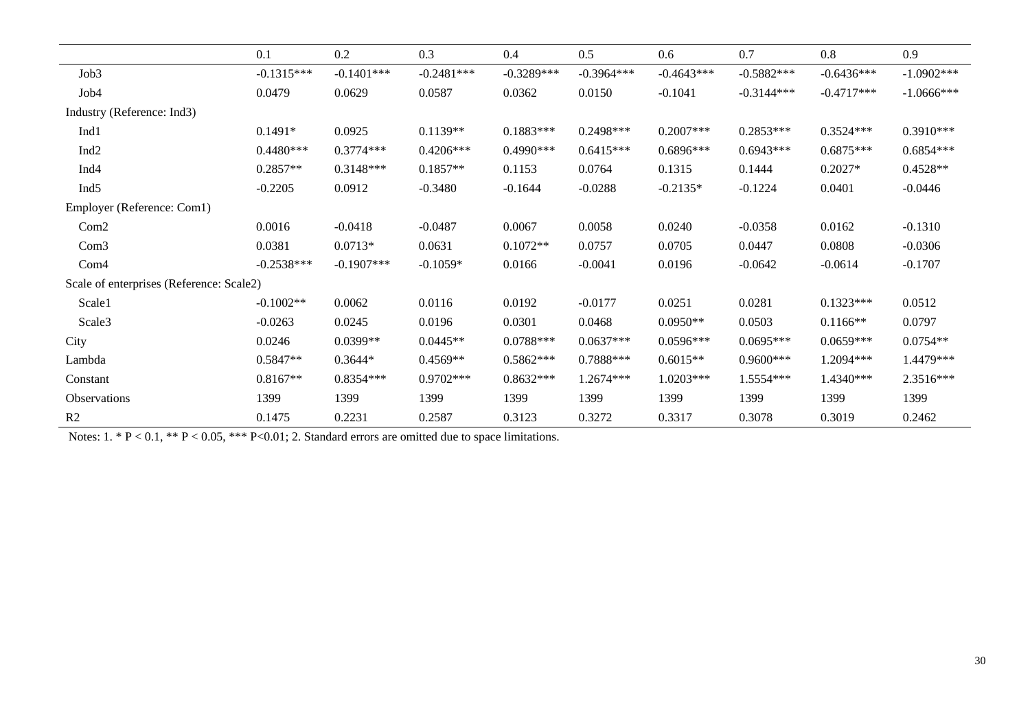| | 0.1 | 0.2 | 0.3 | 0.4 | 0.5 | 0.6 | 0.7 | 0.8 | 0.9 |
|---|---|---|---|---|---|---|---|---|---|
| Job3 | -0.1315*** | -0.1401*** | -0.2481*** | -0.3289*** | -0.3964*** | -0.4643*** | -0.5882*** | -0.6436*** | -1.0902*** |
| Job4 | 0.0479 | 0.0629 | 0.0587 | 0.0362 | 0.0150 | -0.1041 | -0.3144*** | -0.4717*** | -1.0666*** |
| Industry (Reference: Ind3) | | | | | | | | | |
| Ind1 | 0.1491* | 0.0925 | 0.1139** | 0.1883*** | 0.2498*** | 0.2007*** | 0.2853*** | 0.3524*** | 0.3910*** |
| Ind2 | 0.4480*** | 0.3774*** | 0.4206*** | 0.4990*** | 0.6415*** | 0.6896*** | 0.6943*** | 0.6875*** | 0.6854*** |
| Ind4 | 0.2857** | 0.3148*** | 0.1857** | 0.1153 | 0.0764 | 0.1315 | 0.1444 | 0.2027* | 0.4528** |
| Ind5 | -0.2205 | 0.0912 | -0.3480 | -0.1644 | -0.0288 | -0.2135* | -0.1224 | 0.0401 | -0.0446 |
| Employer (Reference: Com1) | | | | | | | | | |
| Com2 | 0.0016 | -0.0418 | -0.0487 | 0.0067 | 0.0058 | 0.0240 | -0.0358 | 0.0162 | -0.1310 |
| Com3 | 0.0381 | 0.0713* | 0.0631 | 0.1072** | 0.0757 | 0.0705 | 0.0447 | 0.0808 | -0.0306 |
| Com4 | -0.2538*** | -0.1907*** | -0.1059* | 0.0166 | -0.0041 | 0.0196 | -0.0642 | -0.0614 | -0.1707 |
| Scale of enterprises (Reference: Scale2) | | | | | | | | | |
| Scale1 | -0.1002** | 0.0062 | 0.0116 | 0.0192 | -0.0177 | 0.0251 | 0.0281 | 0.1323*** | 0.0512 |
| Scale3 | -0.0263 | 0.0245 | 0.0196 | 0.0301 | 0.0468 | 0.0950** | 0.0503 | 0.1166** | 0.0797 |
| City | 0.0246 | 0.0399** | 0.0445** | 0.0788*** | 0.0637*** | 0.0596*** | 0.0695*** | 0.0659*** | 0.0754** |
| Lambda | 0.5847** | 0.3644* | 0.4569** | 0.5862*** | 0.7888*** | 0.6015** | 0.9600*** | 1.2094*** | 1.4479*** |
| Constant | 0.8167** | 0.8354*** | 0.9702*** | 0.8632*** | 1.2674*** | 1.0203*** | 1.5554*** | 1.4340*** | 2.3516*** |
| Observations | 1399 | 1399 | 1399 | 1399 | 1399 | 1399 | 1399 | 1399 | 1399 |
| R2 | 0.1475 | 0.2231 | 0.2587 | 0.3123 | 0.3272 | 0.3317 | 0.3078 | 0.3019 | 0.2462 |

Notes: 1. * $P < 0.1$, ** $P < 0.05$, *** $P<0.01$; 2. Standard errors are omitted due to space limitations.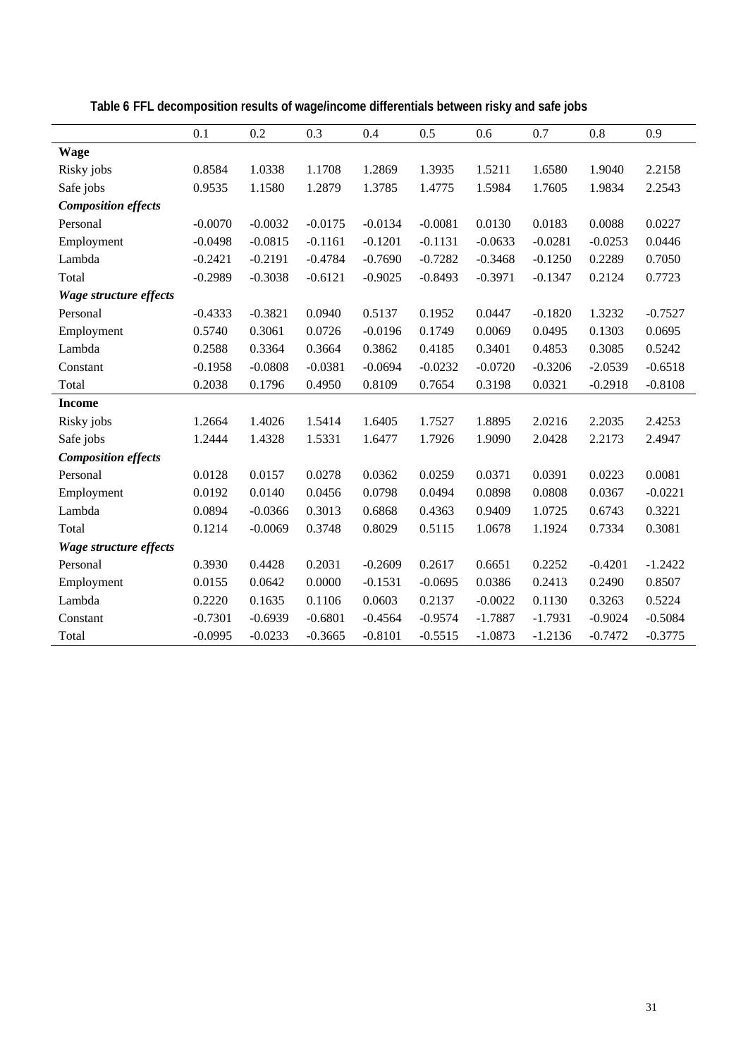**Table 6 FFL decomposition results of wage/income differentials between risky and safe jobs**

| | 0.1 | 0.2 | 0.3 | 0.4 | 0.5 | 0.6 | 0.7 | 0.8 | 0.9 |
|---|---|---|---|---|---|---|---|---|---|
| **Wage** | | | | | | | | | |
| Risky jobs | 0.8584 | 1.0338 | 1.1708 | 1.2869 | 1.3935 | 1.5211 | 1.6580 | 1.9040 | 2.2158 |
| Safe jobs | 0.9535 | 1.1580 | 1.2879 | 1.3785 | 1.4775 | 1.5984 | 1.7605 | 1.9834 | 2.2543 |
| ***Composition effects*** | | | | | | | | | |
| Personal | -0.0070 | -0.0032 | -0.0175 | -0.0134 | -0.0081 | 0.0130 | 0.0183 | 0.0088 | 0.0227 |
| Employment | -0.0498 | -0.0815 | -0.1161 | -0.1201 | -0.1131 | -0.0633 | -0.0281 | -0.0253 | 0.0446 |
| Lambda | -0.2421 | -0.2191 | -0.4784 | -0.7690 | -0.7282 | -0.3468 | -0.1250 | 0.2289 | 0.7050 |
| Total | -0.2989 | -0.3038 | -0.6121 | -0.9025 | -0.8493 | -0.3971 | -0.1347 | 0.2124 | 0.7723 |
| ***Wage structure effects*** | | | | | | | | | |
| Personal | -0.4333 | -0.3821 | 0.0940 | 0.5137 | 0.1952 | 0.0447 | -0.1820 | 1.3232 | -0.7527 |
| Employment | 0.5740 | 0.3061 | 0.0726 | -0.0196 | 0.1749 | 0.0069 | 0.0495 | 0.1303 | 0.0695 |
| Lambda | 0.2588 | 0.3364 | 0.3664 | 0.3862 | 0.4185 | 0.3401 | 0.4853 | 0.3085 | 0.5242 |
| Constant | -0.1958 | -0.0808 | -0.0381 | -0.0694 | -0.0232 | -0.0720 | -0.3206 | -2.0539 | -0.6518 |
| Total | 0.2038 | 0.1796 | 0.4950 | 0.8109 | 0.7654 | 0.3198 | 0.0321 | -0.2918 | -0.8108 |
| **Income** | | | | | | | | | |
| Risky jobs | 1.2664 | 1.4026 | 1.5414 | 1.6405 | 1.7527 | 1.8895 | 2.0216 | 2.2035 | 2.4253 |
| Safe jobs | 1.2444 | 1.4328 | 1.5331 | 1.6477 | 1.7926 | 1.9090 | 2.0428 | 2.2173 | 2.4947 |
| ***Composition effects*** | | | | | | | | | |
| Personal | 0.0128 | 0.0157 | 0.0278 | 0.0362 | 0.0259 | 0.0371 | 0.0391 | 0.0223 | 0.0081 |
| Employment | 0.0192 | 0.0140 | 0.0456 | 0.0798 | 0.0494 | 0.0898 | 0.0808 | 0.0367 | -0.0221 |
| Lambda | 0.0894 | -0.0366 | 0.3013 | 0.6868 | 0.4363 | 0.9409 | 1.0725 | 0.6743 | 0.3221 |
| Total | 0.1214 | -0.0069 | 0.3748 | 0.8029 | 0.5115 | 1.0678 | 1.1924 | 0.7334 | 0.3081 |
| ***Wage structure effects*** | | | | | | | | | |
| Personal | 0.3930 | 0.4428 | 0.2031 | -0.2609 | 0.2617 | 0.6651 | 0.2252 | -0.4201 | -1.2422 |
| Employment | 0.0155 | 0.0642 | 0.0000 | -0.1531 | -0.0695 | 0.0386 | 0.2413 | 0.2490 | 0.8507 |
| Lambda | 0.2220 | 0.1635 | 0.1106 | 0.0603 | 0.2137 | -0.0022 | 0.1130 | 0.3263 | 0.5224 |
| Constant | -0.7301 | -0.6939 | -0.6801 | -0.4564 | -0.9574 | -1.7887 | -1.7931 | -0.9024 | -0.5084 |
| Total | -0.0995 | -0.0233 | -0.3665 | -0.8101 | -0.5515 | -1.0873 | -1.2136 | -0.7472 | -0.3775 |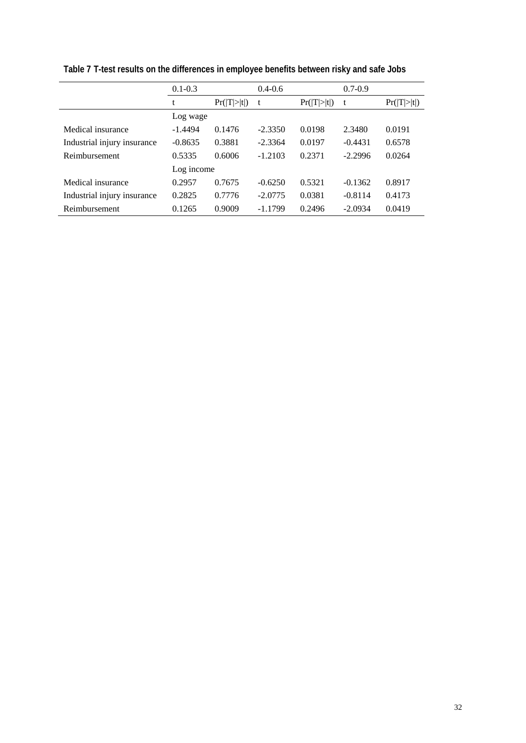**Table 7 T-test results on the differences in employee benefits between risky and safe Jobs**

| | 0.1-0.3 | | 0.4-0.6 | | 0.7-0.9 | |
|---|---|---|---|---|---|---|
| | t | Pr(\|T\|>\|t\|) | t | Pr(\|T\|>\|t\|) | t | Pr(\|T\|>\|t\|) |
| | Log wage | | | | | |
| Medical insurance | -1.4494 | 0.1476 | -2.3350 | 0.0198 | 2.3480 | 0.0191 |
| Industrial injury insurance | -0.8635 | 0.3881 | -2.3364 | 0.0197 | -0.4431 | 0.6578 |
| Reimbursement | 0.5335 | 0.6006 | -1.2103 | 0.2371 | -2.2996 | 0.0264 |
| | Log income | | | | | |
| Medical insurance | 0.2957 | 0.7675 | -0.6250 | 0.5321 | -0.1362 | 0.8917 |
| Industrial injury insurance | 0.2825 | 0.7776 | -2.0775 | 0.0381 | -0.8114 | 0.4173 |
| Reimbursement | 0.1265 | 0.9009 | -1.1799 | 0.2496 | -2.0934 | 0.0419 |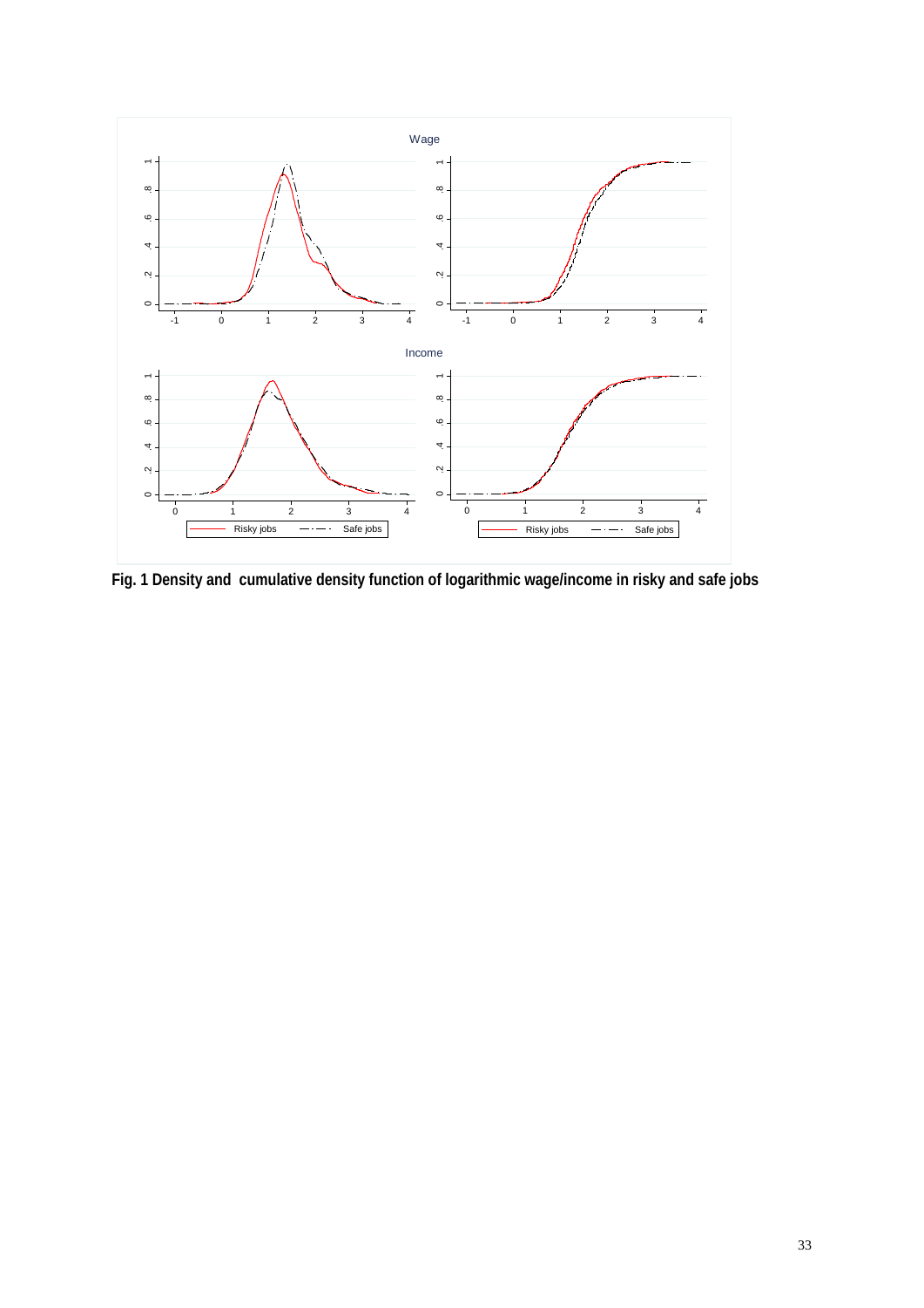Wage

1
.8
.6
.4
.2
0

-1 0 1 2 3 4

Income

1
.8
.6
.4
.2
0

0 1 2 3 4

Risky jobs    Safe jobs

**Fig. 1 Density and cumulative density function of logarithmic wage/income in risky and safe jobs**